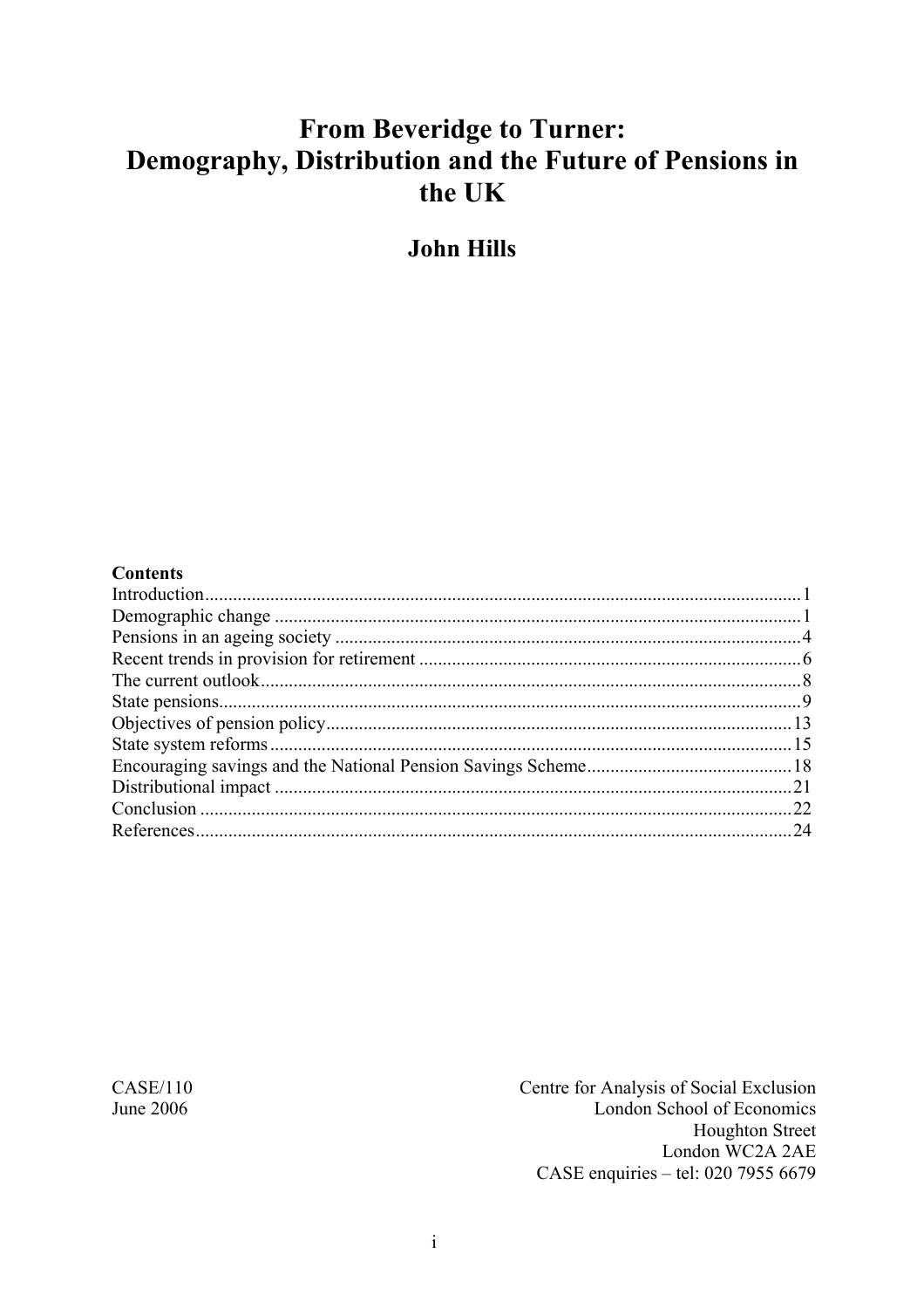# From Beveridge to Turner: Demography, Distribution and the Future of Pensions in the UK

## John Hills

**Contents**

Introduction....................1
Demographic change....................1
Pensions in an ageing society....................4
Recent trends in provision for retirement....................6
The current outlook....................8
State pensions....................9
Objectives of pension policy....................13
State system reforms....................15
Encouraging savings and the National Pension Savings Scheme....................18
Distributional impact....................21
Conclusion....................22
References....................24

CASE/110
June 2006

Centre for Analysis of Social Exclusion
London School of Economics
Houghton Street
London WC2A 2AE
CASE enquiries – tel: 020 7955 6679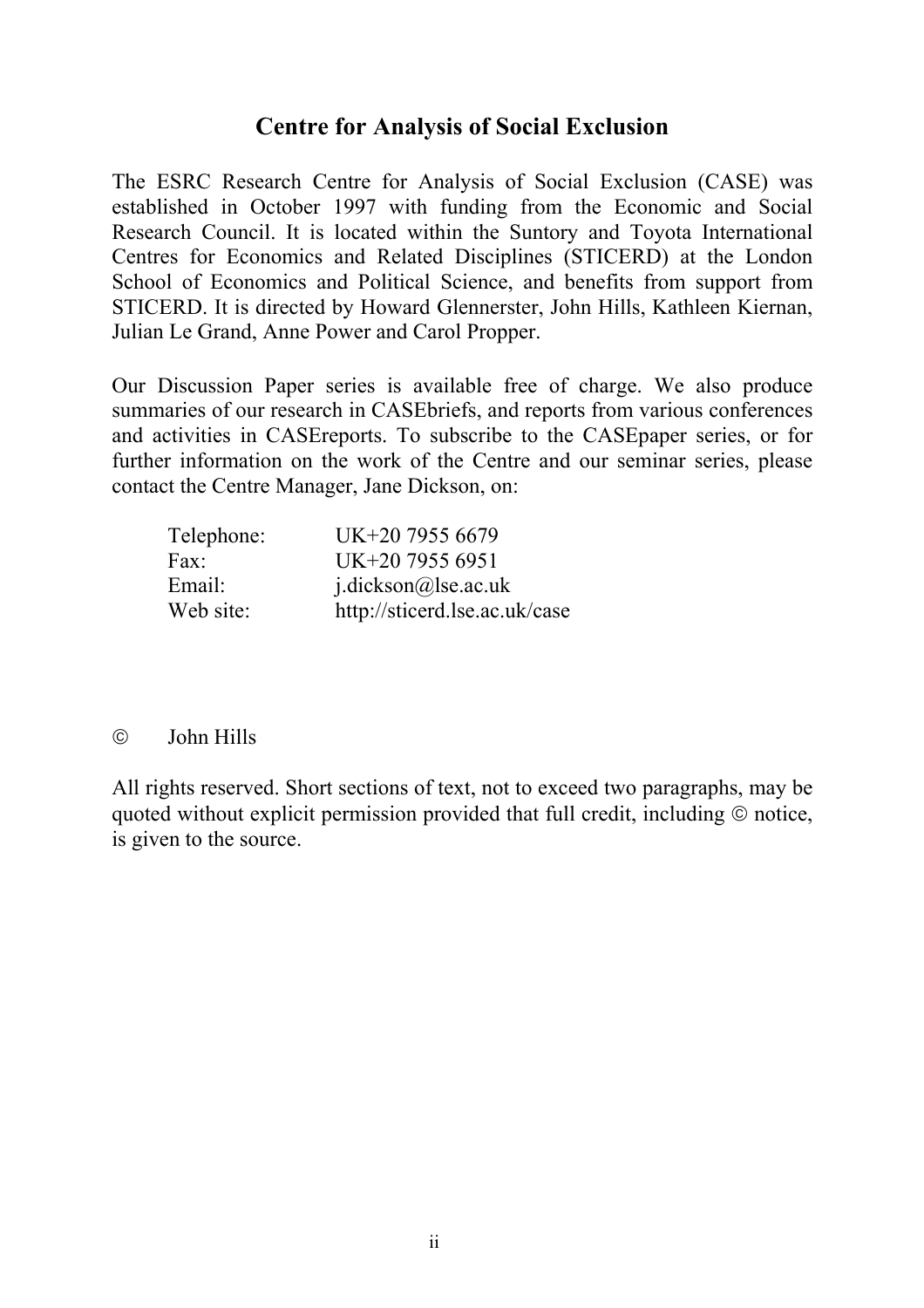## Centre for Analysis of Social Exclusion

The ESRC Research Centre for Analysis of Social Exclusion (CASE) was established in October 1997 with funding from the Economic and Social Research Council. It is located within the Suntory and Toyota International Centres for Economics and Related Disciplines (STICERD) at the London School of Economics and Political Science, and benefits from support from STICERD. It is directed by Howard Glennerster, John Hills, Kathleen Kiernan, Julian Le Grand, Anne Power and Carol Propper.

Our Discussion Paper series is available free of charge. We also produce summaries of our research in CASEbriefs, and reports from various conferences and activities in CASEreports. To subscribe to the CASEpaper series, or for further information on the work of the Centre and our seminar series, please contact the Centre Manager, Jane Dickson, on:

| | |
|---|---|
| Telephone: | UK+20 7955 6679 |
| Fax: | UK+20 7955 6951 |
| Email: | j.dickson@lse.ac.uk |
| Web site: | http://sticerd.lse.ac.uk/case |

© John Hills

All rights reserved. Short sections of text, not to exceed two paragraphs, may be quoted without explicit permission provided that full credit, including © notice, is given to the source.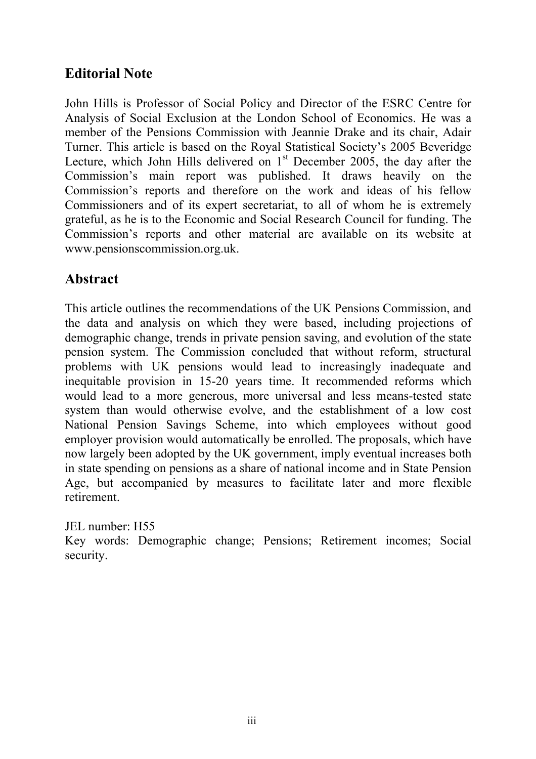## Editorial Note

John Hills is Professor of Social Policy and Director of the ESRC Centre for Analysis of Social Exclusion at the London School of Economics. He was a member of the Pensions Commission with Jeannie Drake and its chair, Adair Turner. This article is based on the Royal Statistical Society's 2005 Beveridge Lecture, which John Hills delivered on 1st December 2005, the day after the Commission's main report was published. It draws heavily on the Commission's reports and therefore on the work and ideas of his fellow Commissioners and of its expert secretariat, to all of whom he is extremely grateful, as he is to the Economic and Social Research Council for funding. The Commission's reports and other material are available on its website at www.pensionscommission.org.uk.

## Abstract

This article outlines the recommendations of the UK Pensions Commission, and the data and analysis on which they were based, including projections of demographic change, trends in private pension saving, and evolution of the state pension system. The Commission concluded that without reform, structural problems with UK pensions would lead to increasingly inadequate and inequitable provision in 15-20 years time. It recommended reforms which would lead to a more generous, more universal and less means-tested state system than would otherwise evolve, and the establishment of a low cost National Pension Savings Scheme, into which employees without good employer provision would automatically be enrolled. The proposals, which have now largely been adopted by the UK government, imply eventual increases both in state spending on pensions as a share of national income and in State Pension Age, but accompanied by measures to facilitate later and more flexible retirement.

JEL number: H55

Key words: Demographic change; Pensions; Retirement incomes; Social security.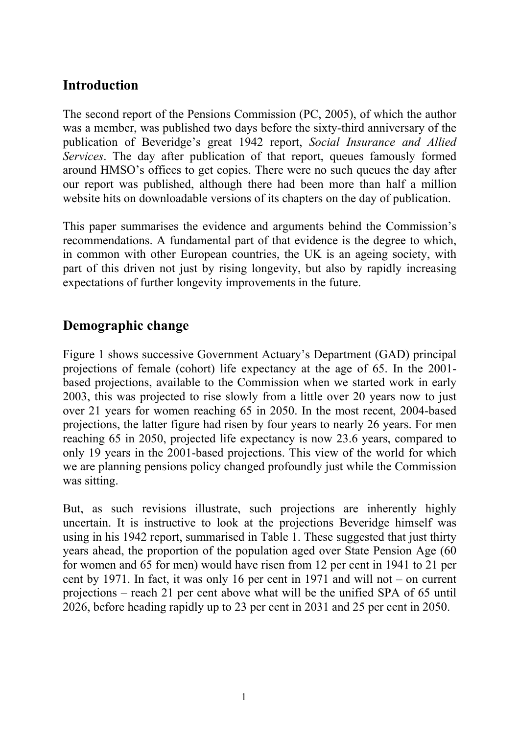## Introduction

The second report of the Pensions Commission (PC, 2005), of which the author was a member, was published two days before the sixty-third anniversary of the publication of Beveridge's great 1942 report, *Social Insurance and Allied Services*. The day after publication of that report, queues famously formed around HMSO's offices to get copies. There were no such queues the day after our report was published, although there had been more than half a million website hits on downloadable versions of its chapters on the day of publication.

This paper summarises the evidence and arguments behind the Commission's recommendations. A fundamental part of that evidence is the degree to which, in common with other European countries, the UK is an ageing society, with part of this driven not just by rising longevity, but also by rapidly increasing expectations of further longevity improvements in the future.

## Demographic change

Figure 1 shows successive Government Actuary's Department (GAD) principal projections of female (cohort) life expectancy at the age of 65. In the 2001-based projections, available to the Commission when we started work in early 2003, this was projected to rise slowly from a little over 20 years now to just over 21 years for women reaching 65 in 2050. In the most recent, 2004-based projections, the latter figure had risen by four years to nearly 26 years. For men reaching 65 in 2050, projected life expectancy is now 23.6 years, compared to only 19 years in the 2001-based projections. This view of the world for which we are planning pensions policy changed profoundly just while the Commission was sitting.

But, as such revisions illustrate, such projections are inherently highly uncertain. It is instructive to look at the projections Beveridge himself was using in his 1942 report, summarised in Table 1. These suggested that just thirty years ahead, the proportion of the population aged over State Pension Age (60 for women and 65 for men) would have risen from 12 per cent in 1941 to 21 per cent by 1971. In fact, it was only 16 per cent in 1971 and will not – on current projections – reach 21 per cent above what will be the unified SPA of 65 until 2026, before heading rapidly up to 23 per cent in 2031 and 25 per cent in 2050.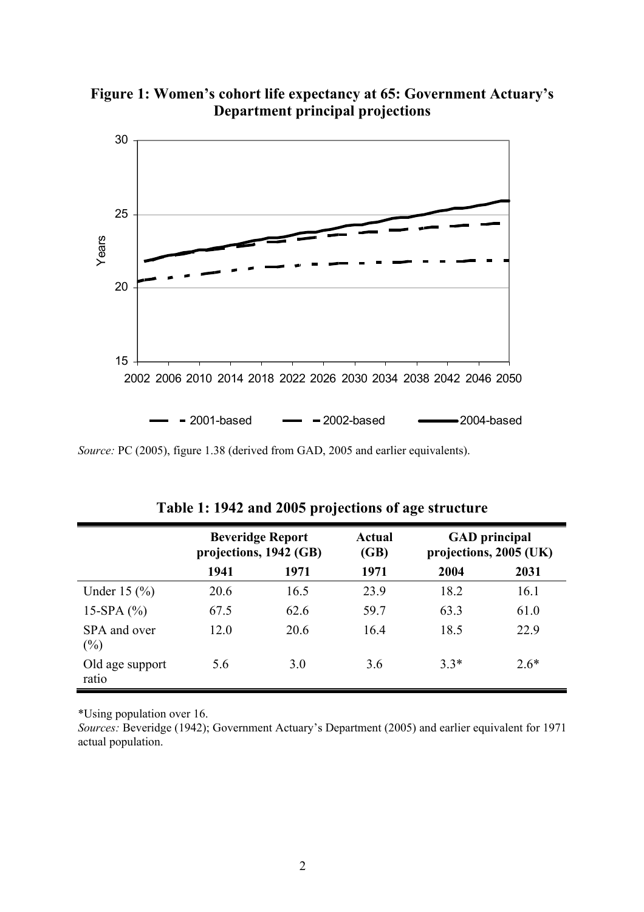**Figure 1: Women's cohort life expectancy at 65: Government Actuary's Department principal projections**

*Source:* PC (2005), figure 1.38 (derived from GAD, 2005 and earlier equivalents).

**Table 1: 1942 and 2005 projections of age structure**

| | Beveridge Report projections, 1942 (GB) | | Actual (GB) | GAD principal projections, 2005 (UK) | |
|---|---|---|---|---|---|
| | 1941 | 1971 | 1971 | 2004 | 2031 |
| Under 15 (%) | 20.6 | 16.5 | 23.9 | 18.2 | 16.1 |
| 15-SPA (%) | 67.5 | 62.6 | 59.7 | 63.3 | 61.0 |
| SPA and over (%) | 12.0 | 20.6 | 16.4 | 18.5 | 22.9 |
| Old age support ratio | 5.6 | 3.0 | 3.6 | 3.3* | 2.6* |

*Using population over 16.

*Sources:* Beveridge (1942); Government Actuary's Department (2005) and earlier equivalent for 1971 actual population.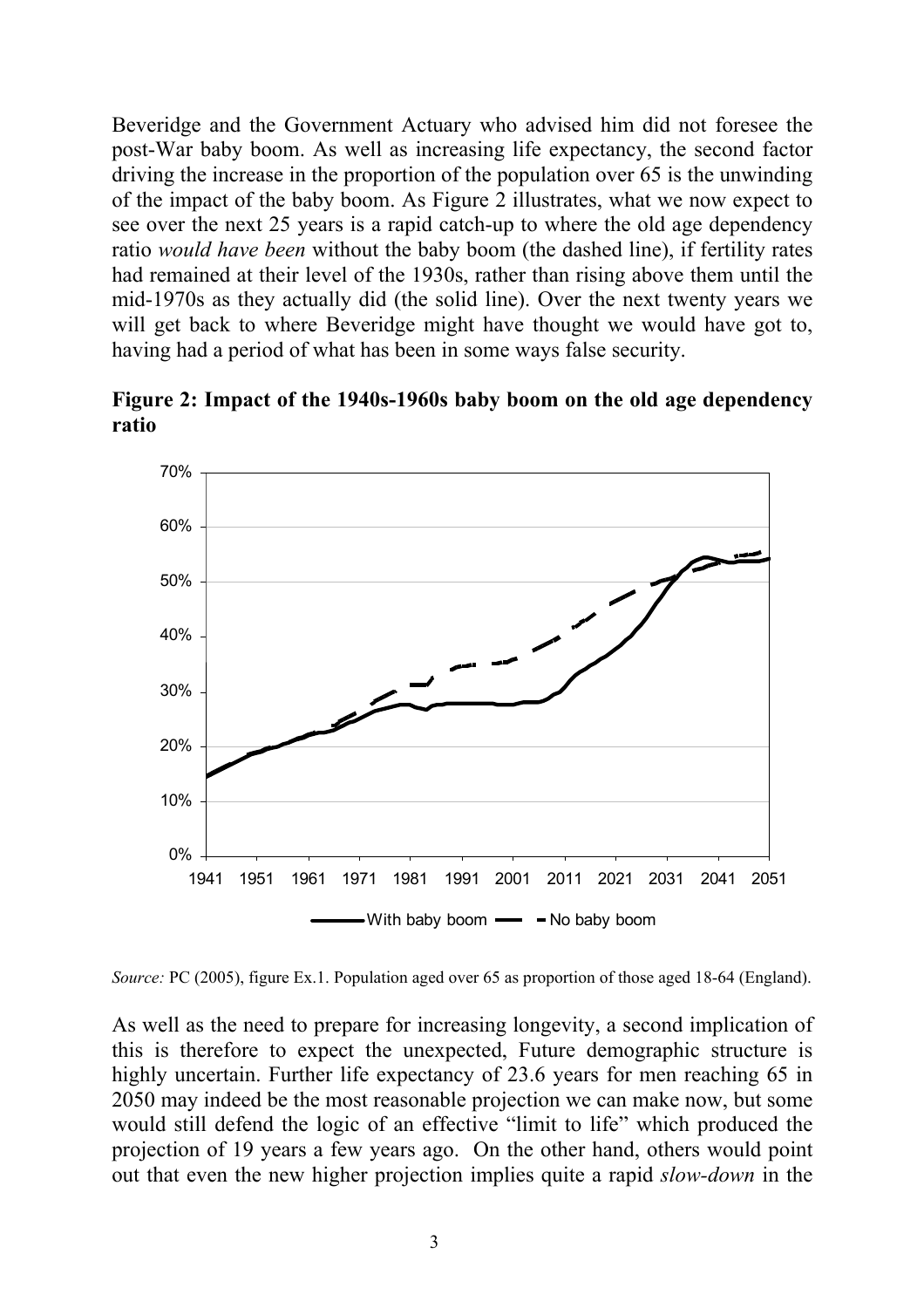Beveridge and the Government Actuary who advised him did not foresee the post-War baby boom. As well as increasing life expectancy, the second factor driving the increase in the proportion of the population over 65 is the unwinding of the impact of the baby boom. As Figure 2 illustrates, what we now expect to see over the next 25 years is a rapid catch-up to where the old age dependency ratio *would have been* without the baby boom (the dashed line), if fertility rates had remained at their level of the 1930s, rather than rising above them until the mid-1970s as they actually did (the solid line). Over the next twenty years we will get back to where Beveridge might have thought we would have got to, having had a period of what has been in some ways false security.

**Figure 2: Impact of the 1940s-1960s baby boom on the old age dependency ratio**

*Source:* PC (2005), figure Ex.1. Population aged over 65 as proportion of those aged 18-64 (England).

As well as the need to prepare for increasing longevity, a second implication of this is therefore to expect the unexpected, Future demographic structure is highly uncertain. Further life expectancy of 23.6 years for men reaching 65 in 2050 may indeed be the most reasonable projection we can make now, but some would still defend the logic of an effective "limit to life" which produced the projection of 19 years a few years ago. On the other hand, others would point out that even the new higher projection implies quite a rapid *slow-down* in the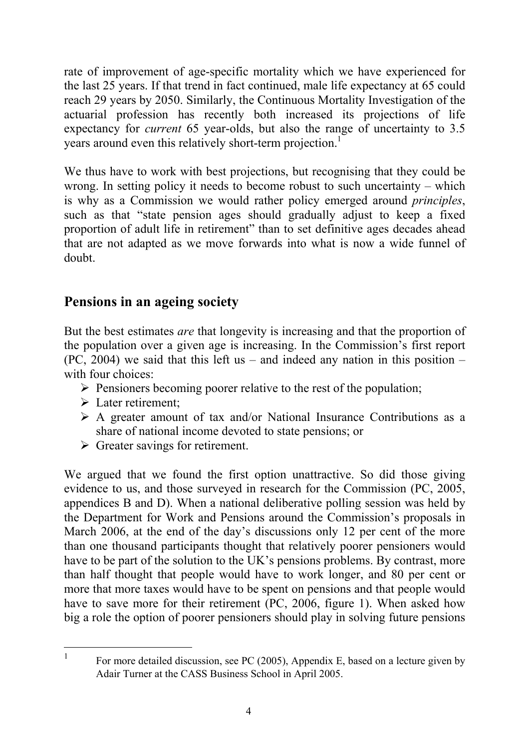rate of improvement of age-specific mortality which we have experienced for the last 25 years. If that trend in fact continued, male life expectancy at 65 could reach 29 years by 2050. Similarly, the Continuous Mortality Investigation of the actuarial profession has recently both increased its projections of life expectancy for *current* 65 year-olds, but also the range of uncertainty to 3.5 years around even this relatively short-term projection.[1]

We thus have to work with best projections, but recognising that they could be wrong. In setting policy it needs to become robust to such uncertainty – which is why as a Commission we would rather policy emerged around *principles*, such as that "state pension ages should gradually adjust to keep a fixed proportion of adult life in retirement" than to set definitive ages decades ahead that are not adapted as we move forwards into what is now a wide funnel of doubt.

## Pensions in an ageing society

But the best estimates *are* that longevity is increasing and that the proportion of the population over a given age is increasing. In the Commission's first report (PC, 2004) we said that this left us – and indeed any nation in this position – with four choices:

- Pensioners becoming poorer relative to the rest of the population;
- Later retirement;
- A greater amount of tax and/or National Insurance Contributions as a share of national income devoted to state pensions; or
- Greater savings for retirement.

We argued that we found the first option unattractive. So did those giving evidence to us, and those surveyed in research for the Commission (PC, 2005, appendices B and D). When a national deliberative polling session was held by the Department for Work and Pensions around the Commission's proposals in March 2006, at the end of the day's discussions only 12 per cent of the more than one thousand participants thought that relatively poorer pensioners would have to be part of the solution to the UK's pensions problems. By contrast, more than half thought that people would have to work longer, and 80 per cent or more that more taxes would have to be spent on pensions and that people would have to save more for their retirement (PC, 2006, figure 1). When asked how big a role the option of poorer pensioners should play in solving future pensions

[1] For more detailed discussion, see PC (2005), Appendix E, based on a lecture given by Adair Turner at the CASS Business School in April 2005.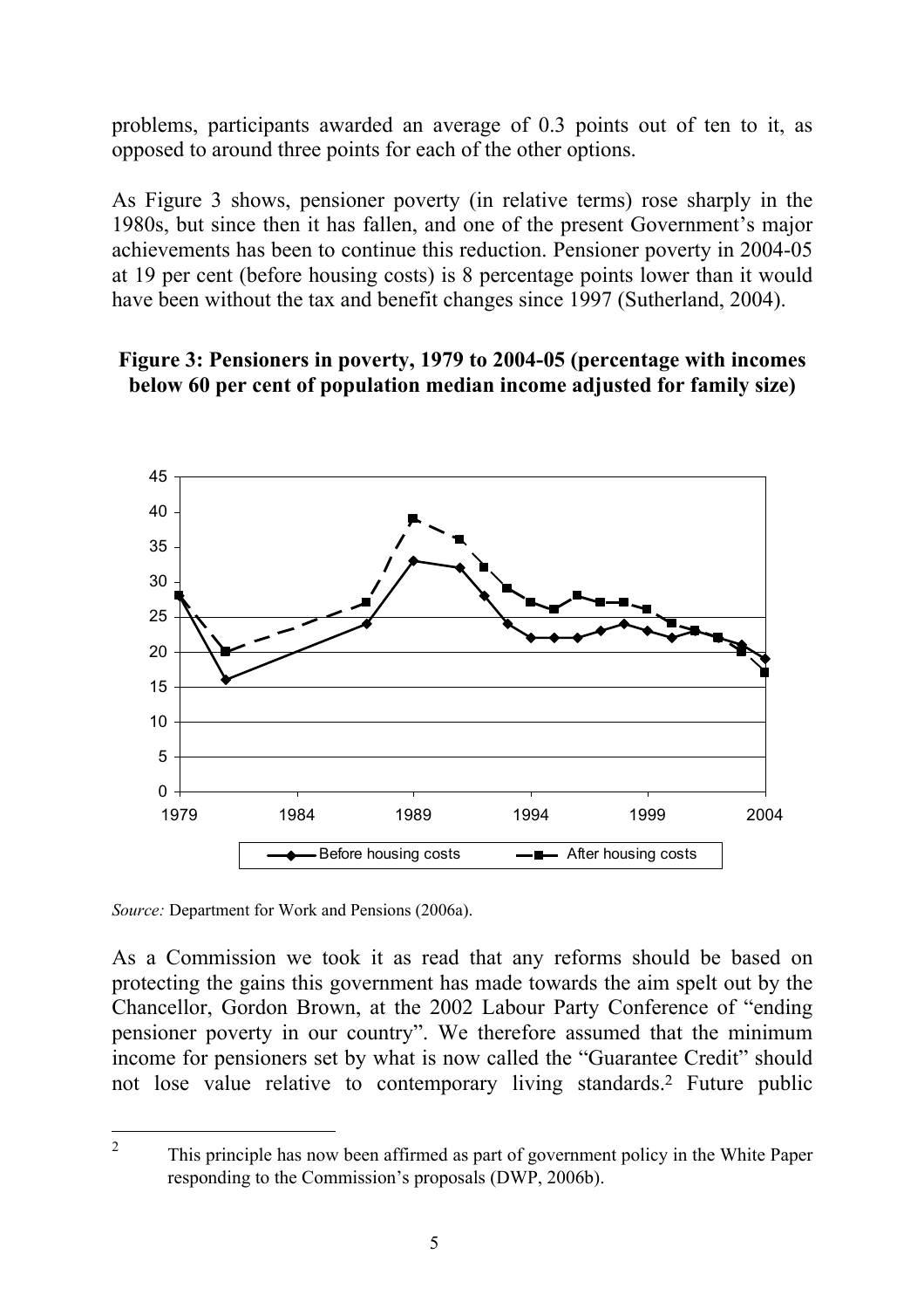problems, participants awarded an average of 0.3 points out of ten to it, as opposed to around three points for each of the other options.

As Figure 3 shows, pensioner poverty (in relative terms) rose sharply in the 1980s, but since then it has fallen, and one of the present Government's major achievements has been to continue this reduction. Pensioner poverty in 2004-05 at 19 per cent (before housing costs) is 8 percentage points lower than it would have been without the tax and benefit changes since 1997 (Sutherland, 2004).

**Figure 3: Pensioners in poverty, 1979 to 2004-05 (percentage with incomes below 60 per cent of population median income adjusted for family size)**

*Source:* Department for Work and Pensions (2006a).

As a Commission we took it as read that any reforms should be based on protecting the gains this government has made towards the aim spelt out by the Chancellor, Gordon Brown, at the 2002 Labour Party Conference of "ending pensioner poverty in our country". We therefore assumed that the minimum income for pensioners set by what is now called the "Guarantee Credit" should not lose value relative to contemporary living standards.[2] Future public

[2] This principle has now been affirmed as part of government policy in the White Paper responding to the Commission's proposals (DWP, 2006b).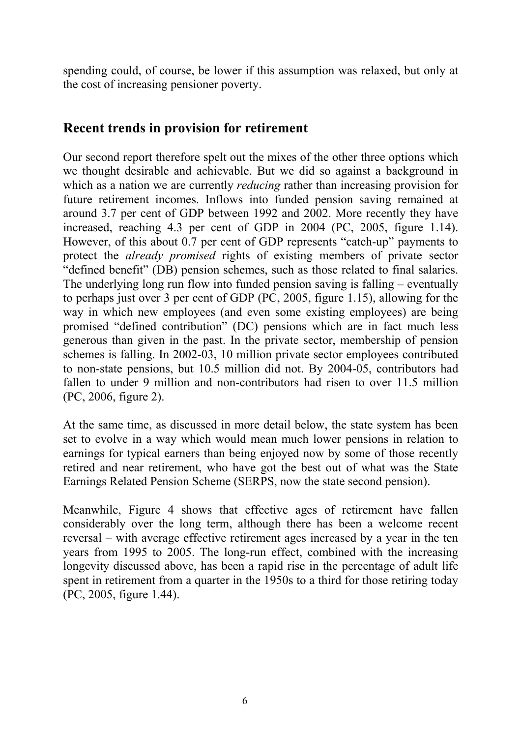spending could, of course, be lower if this assumption was relaxed, but only at the cost of increasing pensioner poverty.

## Recent trends in provision for retirement

Our second report therefore spelt out the mixes of the other three options which we thought desirable and achievable. But we did so against a background in which as a nation we are currently *reducing* rather than increasing provision for future retirement incomes. Inflows into funded pension saving remained at around 3.7 per cent of GDP between 1992 and 2002. More recently they have increased, reaching 4.3 per cent of GDP in 2004 (PC, 2005, figure 1.14). However, of this about 0.7 per cent of GDP represents "catch-up" payments to protect the *already promised* rights of existing members of private sector "defined benefit" (DB) pension schemes, such as those related to final salaries. The underlying long run flow into funded pension saving is falling – eventually to perhaps just over 3 per cent of GDP (PC, 2005, figure 1.15), allowing for the way in which new employees (and even some existing employees) are being promised "defined contribution" (DC) pensions which are in fact much less generous than given in the past. In the private sector, membership of pension schemes is falling. In 2002-03, 10 million private sector employees contributed to non-state pensions, but 10.5 million did not. By 2004-05, contributors had fallen to under 9 million and non-contributors had risen to over 11.5 million (PC, 2006, figure 2).

At the same time, as discussed in more detail below, the state system has been set to evolve in a way which would mean much lower pensions in relation to earnings for typical earners than being enjoyed now by some of those recently retired and near retirement, who have got the best out of what was the State Earnings Related Pension Scheme (SERPS, now the state second pension).

Meanwhile, Figure 4 shows that effective ages of retirement have fallen considerably over the long term, although there has been a welcome recent reversal – with average effective retirement ages increased by a year in the ten years from 1995 to 2005. The long-run effect, combined with the increasing longevity discussed above, has been a rapid rise in the percentage of adult life spent in retirement from a quarter in the 1950s to a third for those retiring today (PC, 2005, figure 1.44).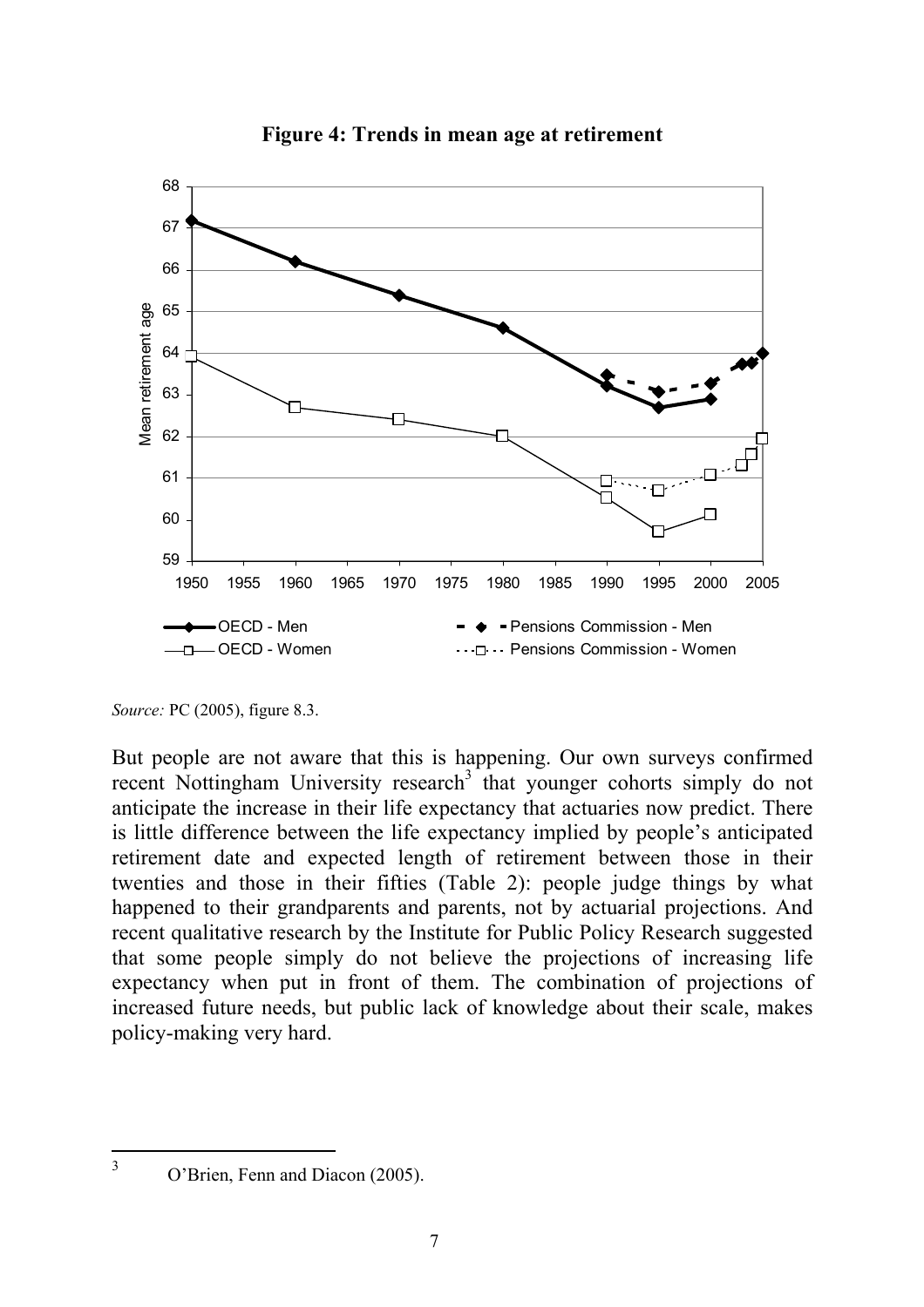**Figure 4: Trends in mean age at retirement**

*Source:* PC (2005), figure 8.3.

But people are not aware that this is happening. Our own surveys confirmed recent Nottingham University research[3] that younger cohorts simply do not anticipate the increase in their life expectancy that actuaries now predict. There is little difference between the life expectancy implied by people's anticipated retirement date and expected length of retirement between those in their twenties and those in their fifties (Table 2): people judge things by what happened to their grandparents and parents, not by actuarial projections. And recent qualitative research by the Institute for Public Policy Research suggested that some people simply do not believe the projections of increasing life expectancy when put in front of them. The combination of projections of increased future needs, but public lack of knowledge about their scale, makes policy-making very hard.

[3] O'Brien, Fenn and Diacon (2005).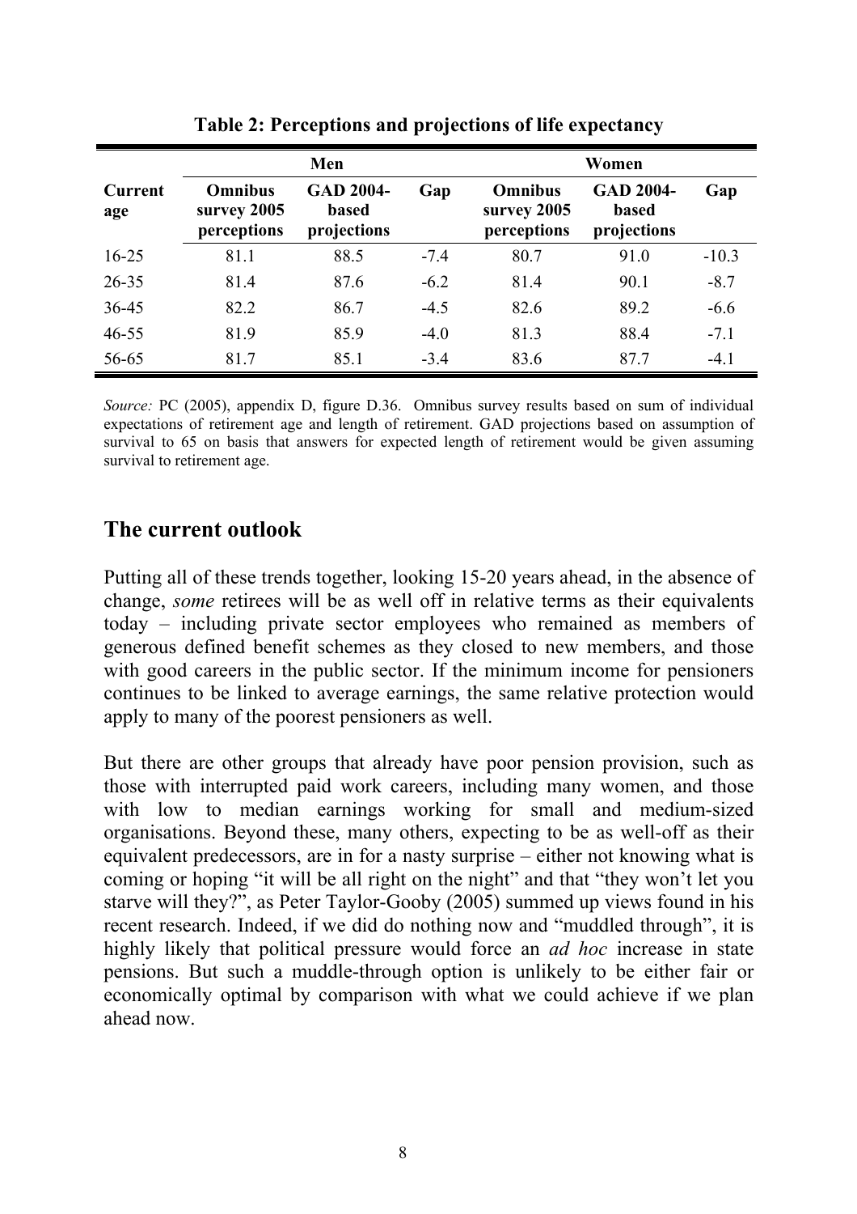**Table 2: Perceptions and projections of life expectancy**

| | Men | | | Women | | |
|---|---|---|---|---|---|---|
| Current age | Omnibus survey 2005 perceptions | GAD 2004-based projections | Gap | Omnibus survey 2005 perceptions | GAD 2004-based projections | Gap |
| 16-25 | 81.1 | 88.5 | -7.4 | 80.7 | 91.0 | -10.3 |
| 26-35 | 81.4 | 87.6 | -6.2 | 81.4 | 90.1 | -8.7 |
| 36-45 | 82.2 | 86.7 | -4.5 | 82.6 | 89.2 | -6.6 |
| 46-55 | 81.9 | 85.9 | -4.0 | 81.3 | 88.4 | -7.1 |
| 56-65 | 81.7 | 85.1 | -3.4 | 83.6 | 87.7 | -4.1 |

*Source:* PC (2005), appendix D, figure D.36. Omnibus survey results based on sum of individual expectations of retirement age and length of retirement. GAD projections based on assumption of survival to 65 on basis that answers for expected length of retirement would be given assuming survival to retirement age.

## The current outlook

Putting all of these trends together, looking 15-20 years ahead, in the absence of change, *some* retirees will be as well off in relative terms as their equivalents today – including private sector employees who remained as members of generous defined benefit schemes as they closed to new members, and those with good careers in the public sector. If the minimum income for pensioners continues to be linked to average earnings, the same relative protection would apply to many of the poorest pensioners as well.

But there are other groups that already have poor pension provision, such as those with interrupted paid work careers, including many women, and those with low to median earnings working for small and medium-sized organisations. Beyond these, many others, expecting to be as well-off as their equivalent predecessors, are in for a nasty surprise – either not knowing what is coming or hoping "it will be all right on the night" and that "they won't let you starve will they?", as Peter Taylor-Gooby (2005) summed up views found in his recent research. Indeed, if we did do nothing now and "muddled through", it is highly likely that political pressure would force an *ad hoc* increase in state pensions. But such a muddle-through option is unlikely to be either fair or economically optimal by comparison with what we could achieve if we plan ahead now.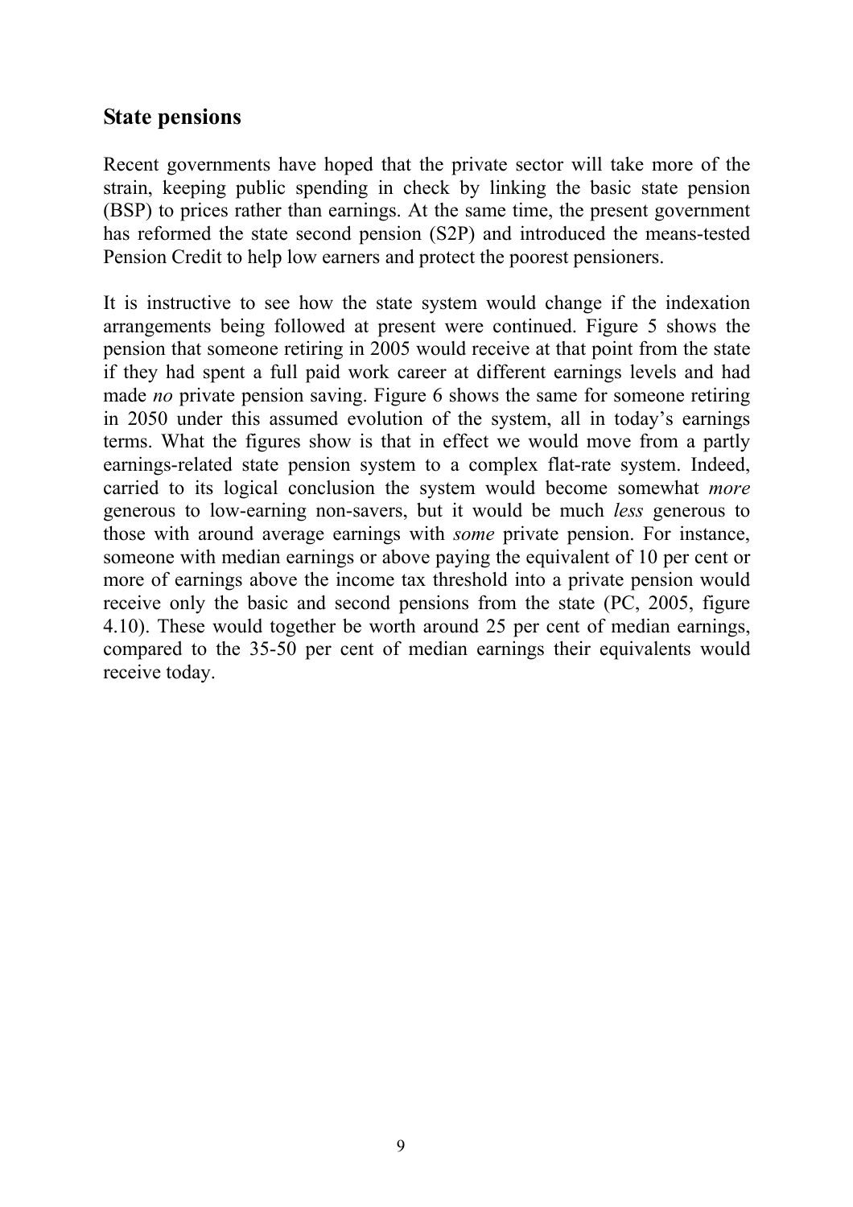## State pensions

Recent governments have hoped that the private sector will take more of the strain, keeping public spending in check by linking the basic state pension (BSP) to prices rather than earnings. At the same time, the present government has reformed the state second pension (S2P) and introduced the means-tested Pension Credit to help low earners and protect the poorest pensioners.

It is instructive to see how the state system would change if the indexation arrangements being followed at present were continued. Figure 5 shows the pension that someone retiring in 2005 would receive at that point from the state if they had spent a full paid work career at different earnings levels and had made *no* private pension saving. Figure 6 shows the same for someone retiring in 2050 under this assumed evolution of the system, all in today's earnings terms. What the figures show is that in effect we would move from a partly earnings-related state pension system to a complex flat-rate system. Indeed, carried to its logical conclusion the system would become somewhat *more* generous to low-earning non-savers, but it would be much *less* generous to those with around average earnings with *some* private pension. For instance, someone with median earnings or above paying the equivalent of 10 per cent or more of earnings above the income tax threshold into a private pension would receive only the basic and second pensions from the state (PC, 2005, figure 4.10). These would together be worth around 25 per cent of median earnings, compared to the 35-50 per cent of median earnings their equivalents would receive today.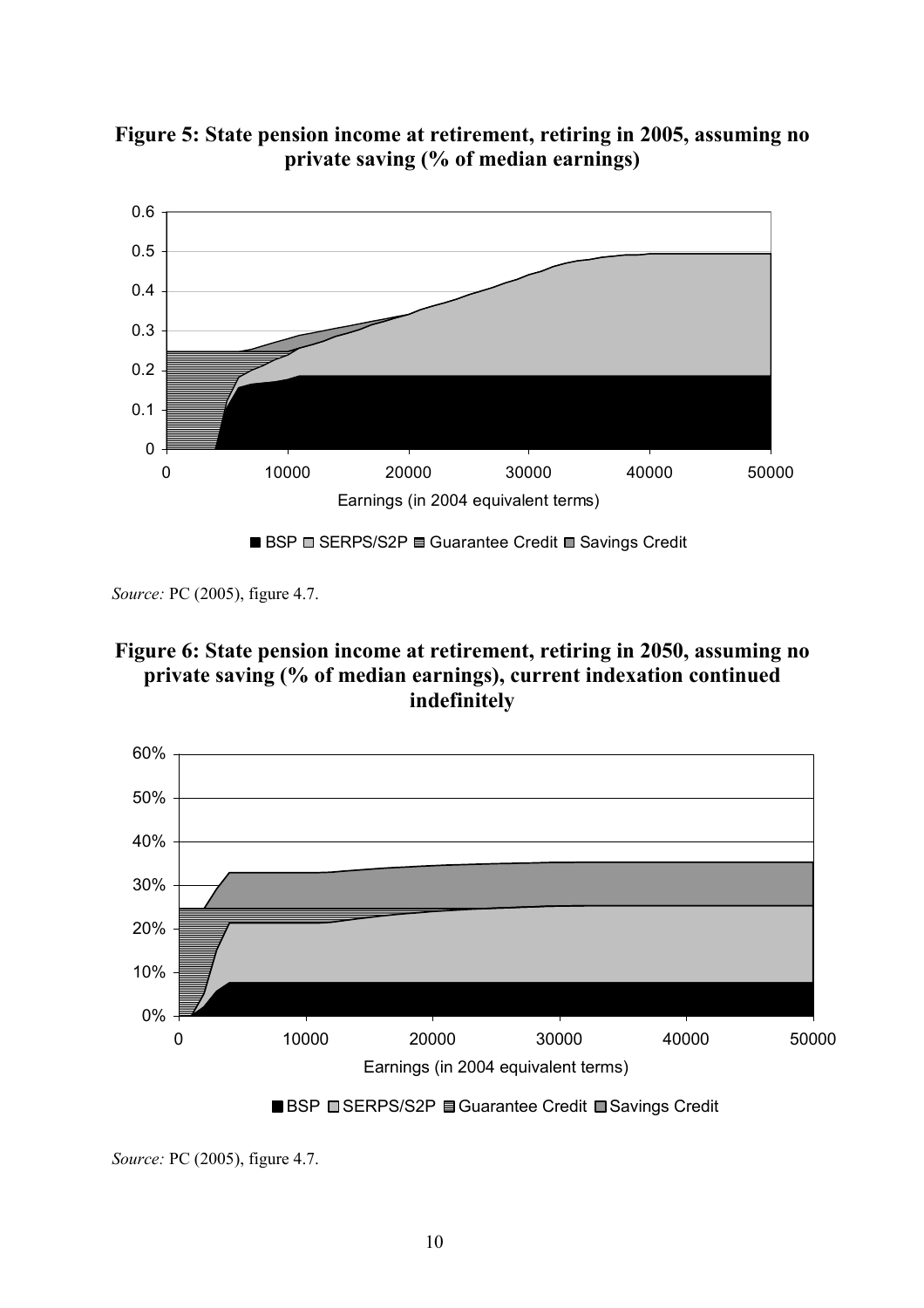**Figure 5: State pension income at retirement, retiring in 2005, assuming no private saving (% of median earnings)**

*Source:* PC (2005), figure 4.7.

**Figure 6: State pension income at retirement, retiring in 2050, assuming no private saving (% of median earnings), current indexation continued indefinitely**

*Source:* PC (2005), figure 4.7.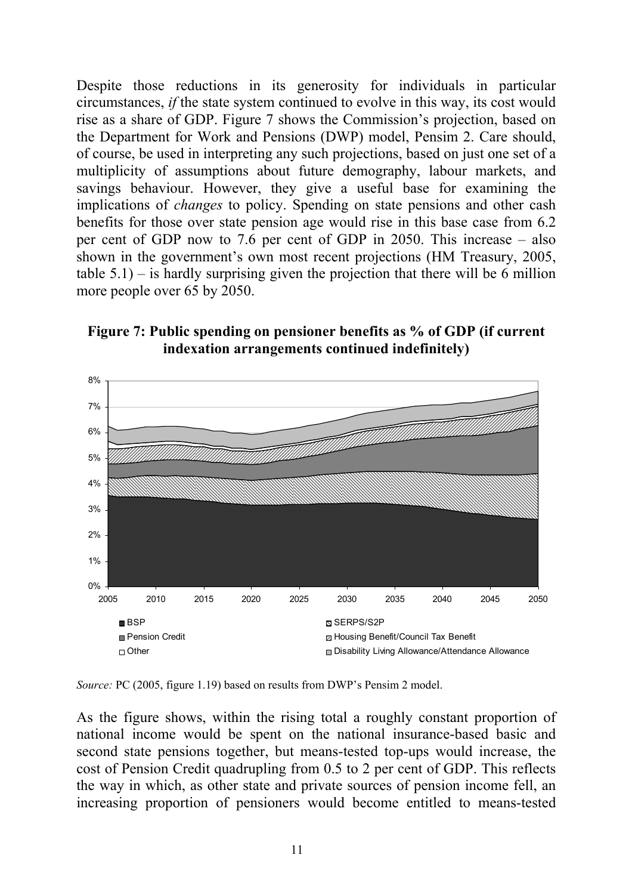Despite those reductions in its generosity for individuals in particular circumstances, *if* the state system continued to evolve in this way, its cost would rise as a share of GDP. Figure 7 shows the Commission's projection, based on the Department for Work and Pensions (DWP) model, Pensim 2. Care should, of course, be used in interpreting any such projections, based on just one set of a multiplicity of assumptions about future demography, labour markets, and savings behaviour. However, they give a useful base for examining the implications of *changes* to policy. Spending on state pensions and other cash benefits for those over state pension age would rise in this base case from 6.2 per cent of GDP now to 7.6 per cent of GDP in 2050. This increase – also shown in the government's own most recent projections (HM Treasury, 2005, table 5.1) – is hardly surprising given the projection that there will be 6 million more people over 65 by 2050.

**Figure 7: Public spending on pensioner benefits as % of GDP (if current indexation arrangements continued indefinitely)**

*Source:* PC (2005, figure 1.19) based on results from DWP's Pensim 2 model.

As the figure shows, within the rising total a roughly constant proportion of national income would be spent on the national insurance-based basic and second state pensions together, but means-tested top-ups would increase, the cost of Pension Credit quadrupling from 0.5 to 2 per cent of GDP. This reflects the way in which, as other state and private sources of pension income fell, an increasing proportion of pensioners would become entitled to means-tested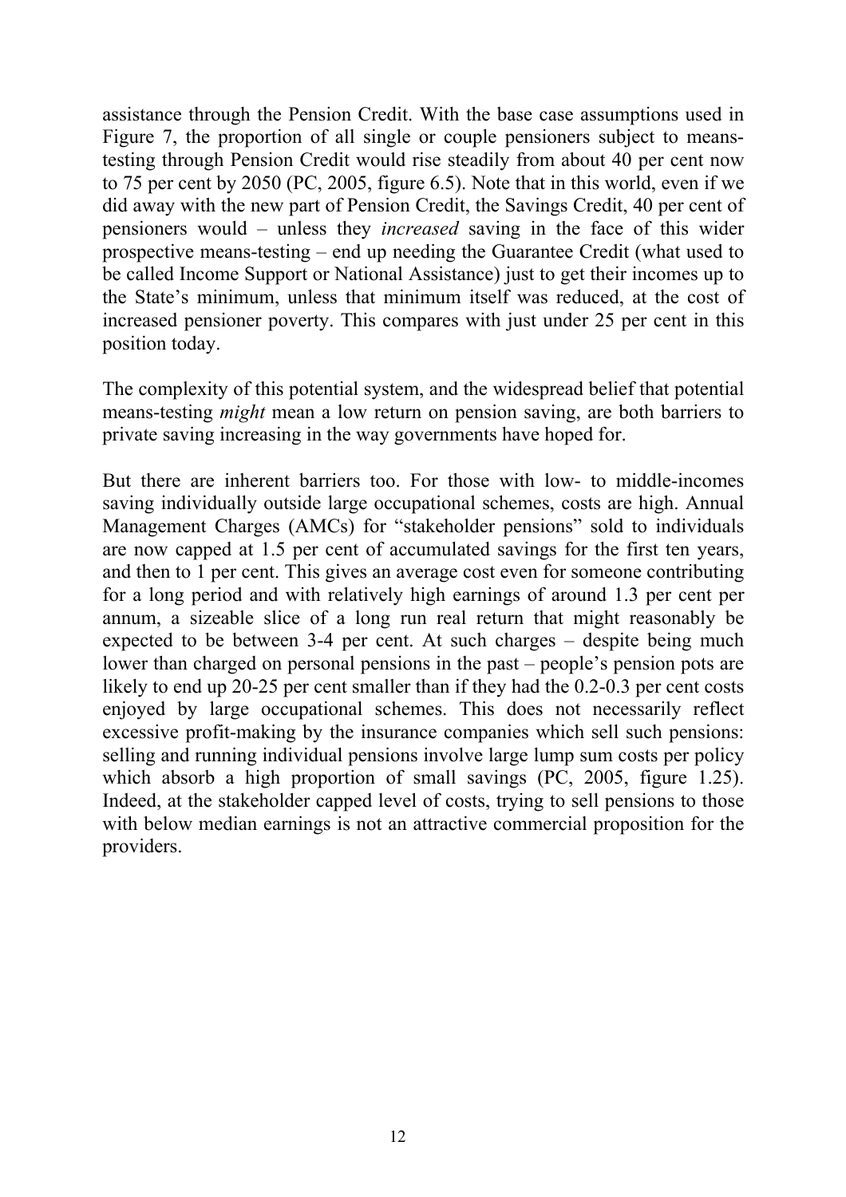assistance through the Pension Credit. With the base case assumptions used in Figure 7, the proportion of all single or couple pensioners subject to means-testing through Pension Credit would rise steadily from about 40 per cent now to 75 per cent by 2050 (PC, 2005, figure 6.5). Note that in this world, even if we did away with the new part of Pension Credit, the Savings Credit, 40 per cent of pensioners would – unless they *increased* saving in the face of this wider prospective means-testing – end up needing the Guarantee Credit (what used to be called Income Support or National Assistance) just to get their incomes up to the State's minimum, unless that minimum itself was reduced, at the cost of increased pensioner poverty. This compares with just under 25 per cent in this position today.

The complexity of this potential system, and the widespread belief that potential means-testing *might* mean a low return on pension saving, are both barriers to private saving increasing in the way governments have hoped for.

But there are inherent barriers too. For those with low- to middle-incomes saving individually outside large occupational schemes, costs are high. Annual Management Charges (AMCs) for "stakeholder pensions" sold to individuals are now capped at 1.5 per cent of accumulated savings for the first ten years, and then to 1 per cent. This gives an average cost even for someone contributing for a long period and with relatively high earnings of around 1.3 per cent per annum, a sizeable slice of a long run real return that might reasonably be expected to be between 3-4 per cent. At such charges – despite being much lower than charged on personal pensions in the past – people's pension pots are likely to end up 20-25 per cent smaller than if they had the 0.2-0.3 per cent costs enjoyed by large occupational schemes. This does not necessarily reflect excessive profit-making by the insurance companies which sell such pensions: selling and running individual pensions involve large lump sum costs per policy which absorb a high proportion of small savings (PC, 2005, figure 1.25). Indeed, at the stakeholder capped level of costs, trying to sell pensions to those with below median earnings is not an attractive commercial proposition for the providers.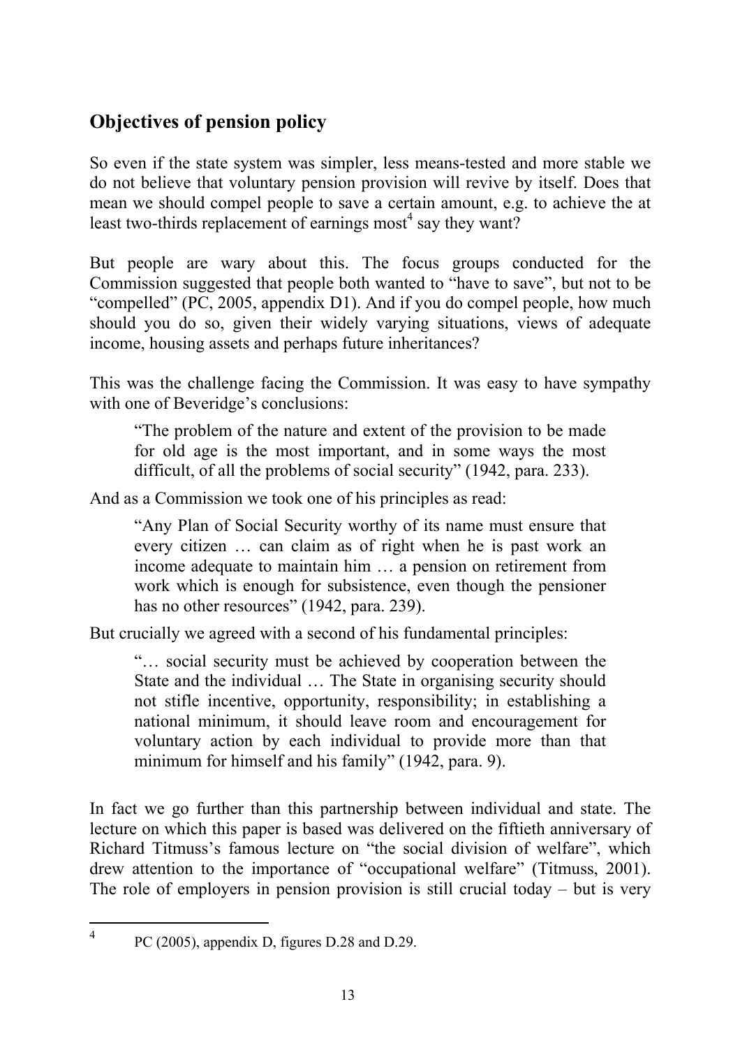## Objectives of pension policy

So even if the state system was simpler, less means-tested and more stable we do not believe that voluntary pension provision will revive by itself. Does that mean we should compel people to save a certain amount, e.g. to achieve the at least two-thirds replacement of earnings most[4] say they want?

But people are wary about this. The focus groups conducted for the Commission suggested that people both wanted to "have to save", but not to be "compelled" (PC, 2005, appendix D1). And if you do compel people, how much should you do so, given their widely varying situations, views of adequate income, housing assets and perhaps future inheritances?

This was the challenge facing the Commission. It was easy to have sympathy with one of Beveridge's conclusions:

> "The problem of the nature and extent of the provision to be made for old age is the most important, and in some ways the most difficult, of all the problems of social security" (1942, para. 233).

And as a Commission we took one of his principles as read:

> "Any Plan of Social Security worthy of its name must ensure that every citizen … can claim as of right when he is past work an income adequate to maintain him … a pension on retirement from work which is enough for subsistence, even though the pensioner has no other resources" (1942, para. 239).

But crucially we agreed with a second of his fundamental principles:

> "… social security must be achieved by cooperation between the State and the individual … The State in organising security should not stifle incentive, opportunity, responsibility; in establishing a national minimum, it should leave room and encouragement for voluntary action by each individual to provide more than that minimum for himself and his family" (1942, para. 9).

In fact we go further than this partnership between individual and state. The lecture on which this paper is based was delivered on the fiftieth anniversary of Richard Titmuss's famous lecture on "the social division of welfare", which drew attention to the importance of "occupational welfare" (Titmuss, 2001). The role of employers in pension provision is still crucial today – but is very

---

[4] PC (2005), appendix D, figures D.28 and D.29.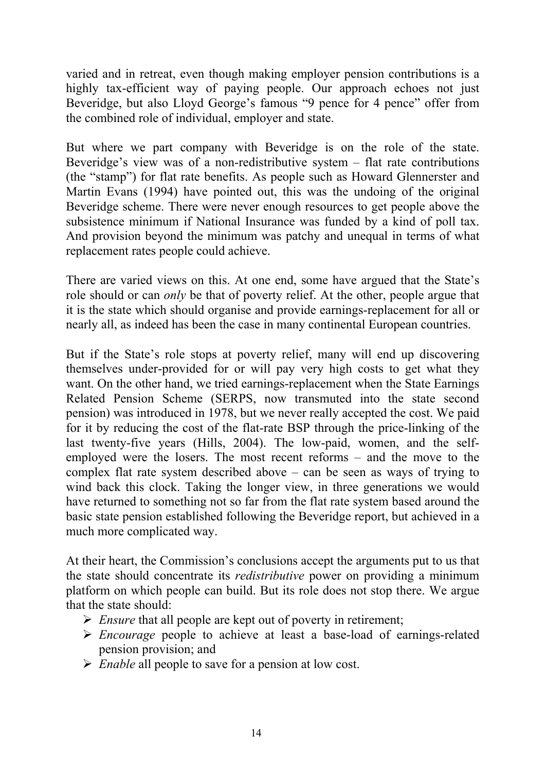varied and in retreat, even though making employer pension contributions is a highly tax-efficient way of paying people. Our approach echoes not just Beveridge, but also Lloyd George's famous "9 pence for 4 pence" offer from the combined role of individual, employer and state.

But where we part company with Beveridge is on the role of the state. Beveridge's view was of a non-redistributive system – flat rate contributions (the "stamp") for flat rate benefits. As people such as Howard Glennerster and Martin Evans (1994) have pointed out, this was the undoing of the original Beveridge scheme. There were never enough resources to get people above the subsistence minimum if National Insurance was funded by a kind of poll tax. And provision beyond the minimum was patchy and unequal in terms of what replacement rates people could achieve.

There are varied views on this. At one end, some have argued that the State's role should or can *only* be that of poverty relief. At the other, people argue that it is the state which should organise and provide earnings-replacement for all or nearly all, as indeed has been the case in many continental European countries.

But if the State's role stops at poverty relief, many will end up discovering themselves under-provided for or will pay very high costs to get what they want. On the other hand, we tried earnings-replacement when the State Earnings Related Pension Scheme (SERPS, now transmuted into the state second pension) was introduced in 1978, but we never really accepted the cost. We paid for it by reducing the cost of the flat-rate BSP through the price-linking of the last twenty-five years (Hills, 2004). The low-paid, women, and the self-employed were the losers. The most recent reforms – and the move to the complex flat rate system described above – can be seen as ways of trying to wind back this clock. Taking the longer view, in three generations we would have returned to something not so far from the flat rate system based around the basic state pension established following the Beveridge report, but achieved in a much more complicated way.

At their heart, the Commission's conclusions accept the arguments put to us that the state should concentrate its *redistributive* power on providing a minimum platform on which people can build. But its role does not stop there. We argue that the state should:

- *Ensure* that all people are kept out of poverty in retirement;
- *Encourage* people to achieve at least a base-load of earnings-related pension provision; and
- *Enable* all people to save for a pension at low cost.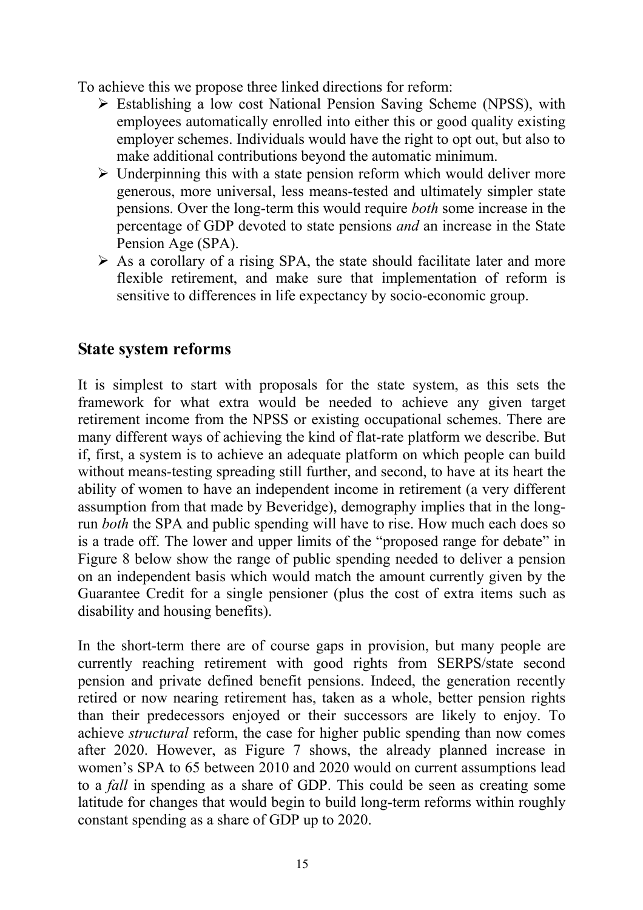To achieve this we propose three linked directions for reform:

- Establishing a low cost National Pension Saving Scheme (NPSS), with employees automatically enrolled into either this or good quality existing employer schemes. Individuals would have the right to opt out, but also to make additional contributions beyond the automatic minimum.
- Underpinning this with a state pension reform which would deliver more generous, more universal, less means-tested and ultimately simpler state pensions. Over the long-term this would require *both* some increase in the percentage of GDP devoted to state pensions *and* an increase in the State Pension Age (SPA).
- As a corollary of a rising SPA, the state should facilitate later and more flexible retirement, and make sure that implementation of reform is sensitive to differences in life expectancy by socio-economic group.

## State system reforms

It is simplest to start with proposals for the state system, as this sets the framework for what extra would be needed to achieve any given target retirement income from the NPSS or existing occupational schemes. There are many different ways of achieving the kind of flat-rate platform we describe. But if, first, a system is to achieve an adequate platform on which people can build without means-testing spreading still further, and second, to have at its heart the ability of women to have an independent income in retirement (a very different assumption from that made by Beveridge), demography implies that in the long-run *both* the SPA and public spending will have to rise. How much each does so is a trade off. The lower and upper limits of the "proposed range for debate" in Figure 8 below show the range of public spending needed to deliver a pension on an independent basis which would match the amount currently given by the Guarantee Credit for a single pensioner (plus the cost of extra items such as disability and housing benefits).

In the short-term there are of course gaps in provision, but many people are currently reaching retirement with good rights from SERPS/state second pension and private defined benefit pensions. Indeed, the generation recently retired or now nearing retirement has, taken as a whole, better pension rights than their predecessors enjoyed or their successors are likely to enjoy. To achieve *structural* reform, the case for higher public spending than now comes after 2020. However, as Figure 7 shows, the already planned increase in women's SPA to 65 between 2010 and 2020 would on current assumptions lead to a *fall* in spending as a share of GDP. This could be seen as creating some latitude for changes that would begin to build long-term reforms within roughly constant spending as a share of GDP up to 2020.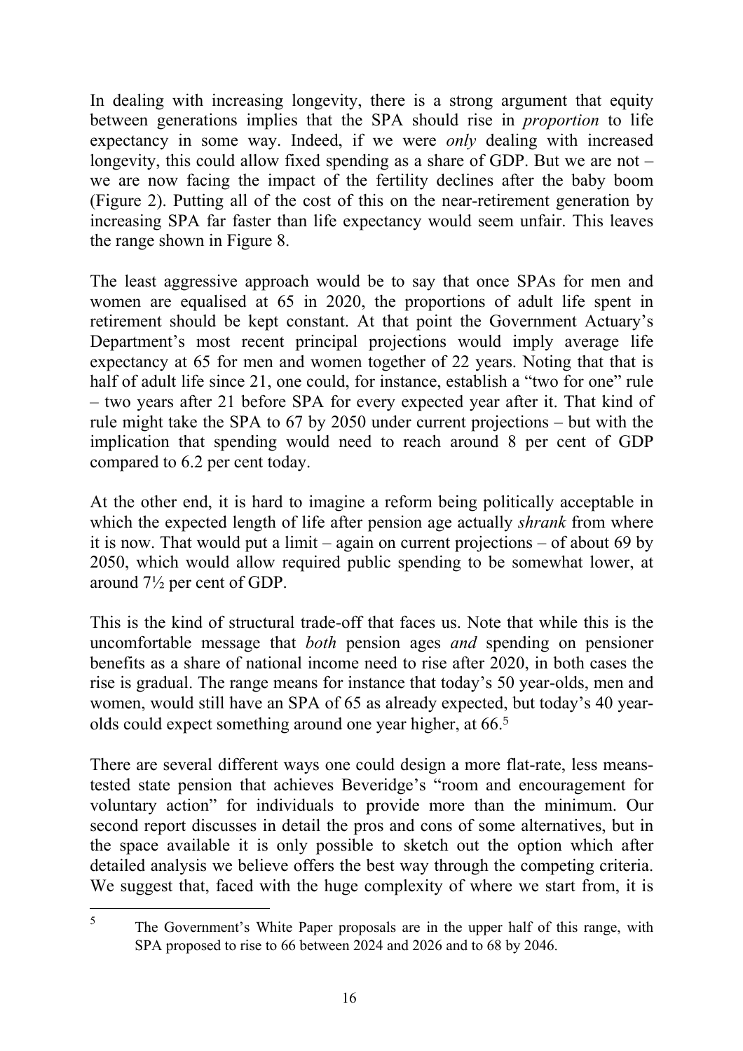In dealing with increasing longevity, there is a strong argument that equity between generations implies that the SPA should rise in *proportion* to life expectancy in some way. Indeed, if we were *only* dealing with increased longevity, this could allow fixed spending as a share of GDP. But we are not – we are now facing the impact of the fertility declines after the baby boom (Figure 2). Putting all of the cost of this on the near-retirement generation by increasing SPA far faster than life expectancy would seem unfair. This leaves the range shown in Figure 8.

The least aggressive approach would be to say that once SPAs for men and women are equalised at 65 in 2020, the proportions of adult life spent in retirement should be kept constant. At that point the Government Actuary's Department's most recent principal projections would imply average life expectancy at 65 for men and women together of 22 years. Noting that that is half of adult life since 21, one could, for instance, establish a "two for one" rule – two years after 21 before SPA for every expected year after it. That kind of rule might take the SPA to 67 by 2050 under current projections – but with the implication that spending would need to reach around 8 per cent of GDP compared to 6.2 per cent today.

At the other end, it is hard to imagine a reform being politically acceptable in which the expected length of life after pension age actually *shrank* from where it is now. That would put a limit – again on current projections – of about 69 by 2050, which would allow required public spending to be somewhat lower, at around 7½ per cent of GDP.

This is the kind of structural trade-off that faces us. Note that while this is the uncomfortable message that *both* pension ages *and* spending on pensioner benefits as a share of national income need to rise after 2020, in both cases the rise is gradual. The range means for instance that today's 50 year-olds, men and women, would still have an SPA of 65 as already expected, but today's 40 year-olds could expect something around one year higher, at 66.[5]

There are several different ways one could design a more flat-rate, less means-tested state pension that achieves Beveridge's "room and encouragement for voluntary action" for individuals to provide more than the minimum. Our second report discusses in detail the pros and cons of some alternatives, but in the space available it is only possible to sketch out the option which after detailed analysis we believe offers the best way through the competing criteria. We suggest that, faced with the huge complexity of where we start from, it is

---

[5] The Government's White Paper proposals are in the upper half of this range, with SPA proposed to rise to 66 between 2024 and 2026 and to 68 by 2046.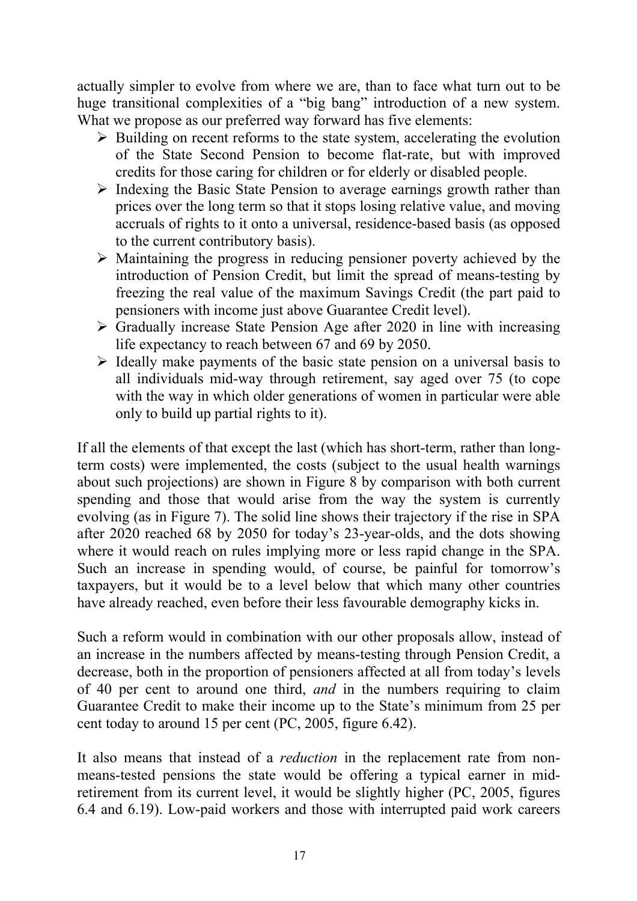actually simpler to evolve from where we are, than to face what turn out to be huge transitional complexities of a "big bang" introduction of a new system. What we propose as our preferred way forward has five elements:

- Building on recent reforms to the state system, accelerating the evolution of the State Second Pension to become flat-rate, but with improved credits for those caring for children or for elderly or disabled people.
- Indexing the Basic State Pension to average earnings growth rather than prices over the long term so that it stops losing relative value, and moving accruals of rights to it onto a universal, residence-based basis (as opposed to the current contributory basis).
- Maintaining the progress in reducing pensioner poverty achieved by the introduction of Pension Credit, but limit the spread of means-testing by freezing the real value of the maximum Savings Credit (the part paid to pensioners with income just above Guarantee Credit level).
- Gradually increase State Pension Age after 2020 in line with increasing life expectancy to reach between 67 and 69 by 2050.
- Ideally make payments of the basic state pension on a universal basis to all individuals mid-way through retirement, say aged over 75 (to cope with the way in which older generations of women in particular were able only to build up partial rights to it).

If all the elements of that except the last (which has short-term, rather than long-term costs) were implemented, the costs (subject to the usual health warnings about such projections) are shown in Figure 8 by comparison with both current spending and those that would arise from the way the system is currently evolving (as in Figure 7). The solid line shows their trajectory if the rise in SPA after 2020 reached 68 by 2050 for today's 23-year-olds, and the dots showing where it would reach on rules implying more or less rapid change in the SPA. Such an increase in spending would, of course, be painful for tomorrow's taxpayers, but it would be to a level below that which many other countries have already reached, even before their less favourable demography kicks in.

Such a reform would in combination with our other proposals allow, instead of an increase in the numbers affected by means-testing through Pension Credit, a decrease, both in the proportion of pensioners affected at all from today's levels of 40 per cent to around one third, *and* in the numbers requiring to claim Guarantee Credit to make their income up to the State's minimum from 25 per cent today to around 15 per cent (PC, 2005, figure 6.42).

It also means that instead of a *reduction* in the replacement rate from non-means-tested pensions the state would be offering a typical earner in mid-retirement from its current level, it would be slightly higher (PC, 2005, figures 6.4 and 6.19). Low-paid workers and those with interrupted paid work careers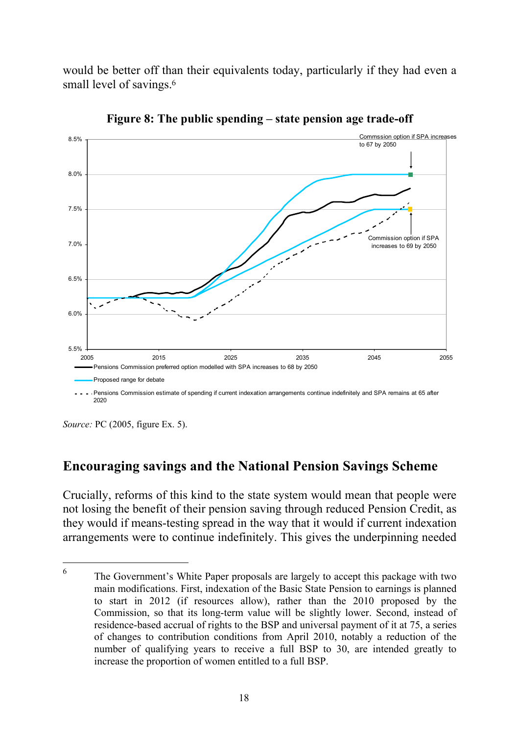would be better off than their equivalents today, particularly if they had even a small level of savings.[6]

**Figure 8: The public spending – state pension age trade-off**

Commssion option if SPA increases to 67 by 2050

Commission option if SPA increases to 69 by 2050

Pensions Commission preferred option modelled with SPA increases to 68 by 2050

Proposed range for debate

Pensions Commission estimate of spending if current indexation arrangements continue indefinitely and SPA remains at 65 after 2020

*Source:* PC (2005, figure Ex. 5).

## Encouraging savings and the National Pension Savings Scheme

Crucially, reforms of this kind to the state system would mean that people were not losing the benefit of their pension saving through reduced Pension Credit, as they would if means-testing spread in the way that it would if current indexation arrangements were to continue indefinitely. This gives the underpinning needed

---

[6] The Government's White Paper proposals are largely to accept this package with two main modifications. First, indexation of the Basic State Pension to earnings is planned to start in 2012 (if resources allow), rather than the 2010 proposed by the Commission, so that its long-term value will be slightly lower. Second, instead of residence-based accrual of rights to the BSP and universal payment of it at 75, a series of changes to contribution conditions from April 2010, notably a reduction of the number of qualifying years to receive a full BSP to 30, are intended greatly to increase the proportion of women entitled to a full BSP.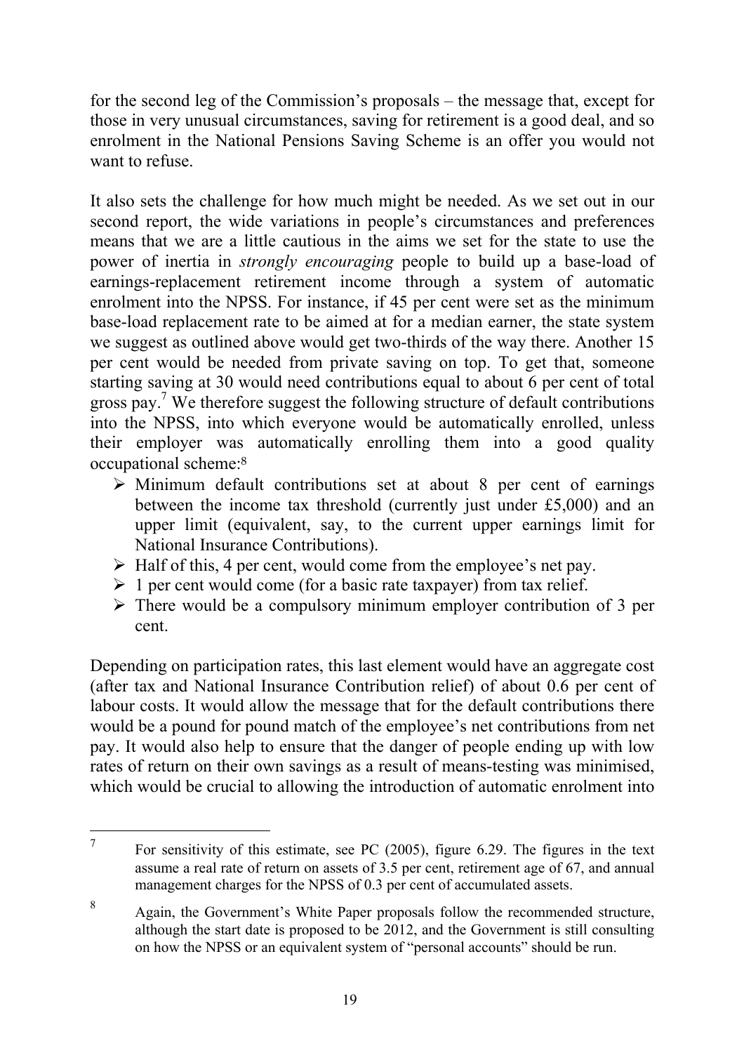for the second leg of the Commission's proposals – the message that, except for those in very unusual circumstances, saving for retirement is a good deal, and so enrolment in the National Pensions Saving Scheme is an offer you would not want to refuse.

It also sets the challenge for how much might be needed. As we set out in our second report, the wide variations in people's circumstances and preferences means that we are a little cautious in the aims we set for the state to use the power of inertia in *strongly encouraging* people to build up a base-load of earnings-replacement retirement income through a system of automatic enrolment into the NPSS. For instance, if 45 per cent were set as the minimum base-load replacement rate to be aimed at for a median earner, the state system we suggest as outlined above would get two-thirds of the way there. Another 15 per cent would be needed from private saving on top. To get that, someone starting saving at 30 would need contributions equal to about 6 per cent of total gross pay.[7] We therefore suggest the following structure of default contributions into the NPSS, into which everyone would be automatically enrolled, unless their employer was automatically enrolling them into a good quality occupational scheme:[8]

- Minimum default contributions set at about 8 per cent of earnings between the income tax threshold (currently just under £5,000) and an upper limit (equivalent, say, to the current upper earnings limit for National Insurance Contributions).
- Half of this, 4 per cent, would come from the employee's net pay.
- 1 per cent would come (for a basic rate taxpayer) from tax relief.
- There would be a compulsory minimum employer contribution of 3 per cent.

Depending on participation rates, this last element would have an aggregate cost (after tax and National Insurance Contribution relief) of about 0.6 per cent of labour costs. It would allow the message that for the default contributions there would be a pound for pound match of the employee's net contributions from net pay. It would also help to ensure that the danger of people ending up with low rates of return on their own savings as a result of means-testing was minimised, which would be crucial to allowing the introduction of automatic enrolment into

---

[7] For sensitivity of this estimate, see PC (2005), figure 6.29. The figures in the text assume a real rate of return on assets of 3.5 per cent, retirement age of 67, and annual management charges for the NPSS of 0.3 per cent of accumulated assets.

[8] Again, the Government's White Paper proposals follow the recommended structure, although the start date is proposed to be 2012, and the Government is still consulting on how the NPSS or an equivalent system of "personal accounts" should be run.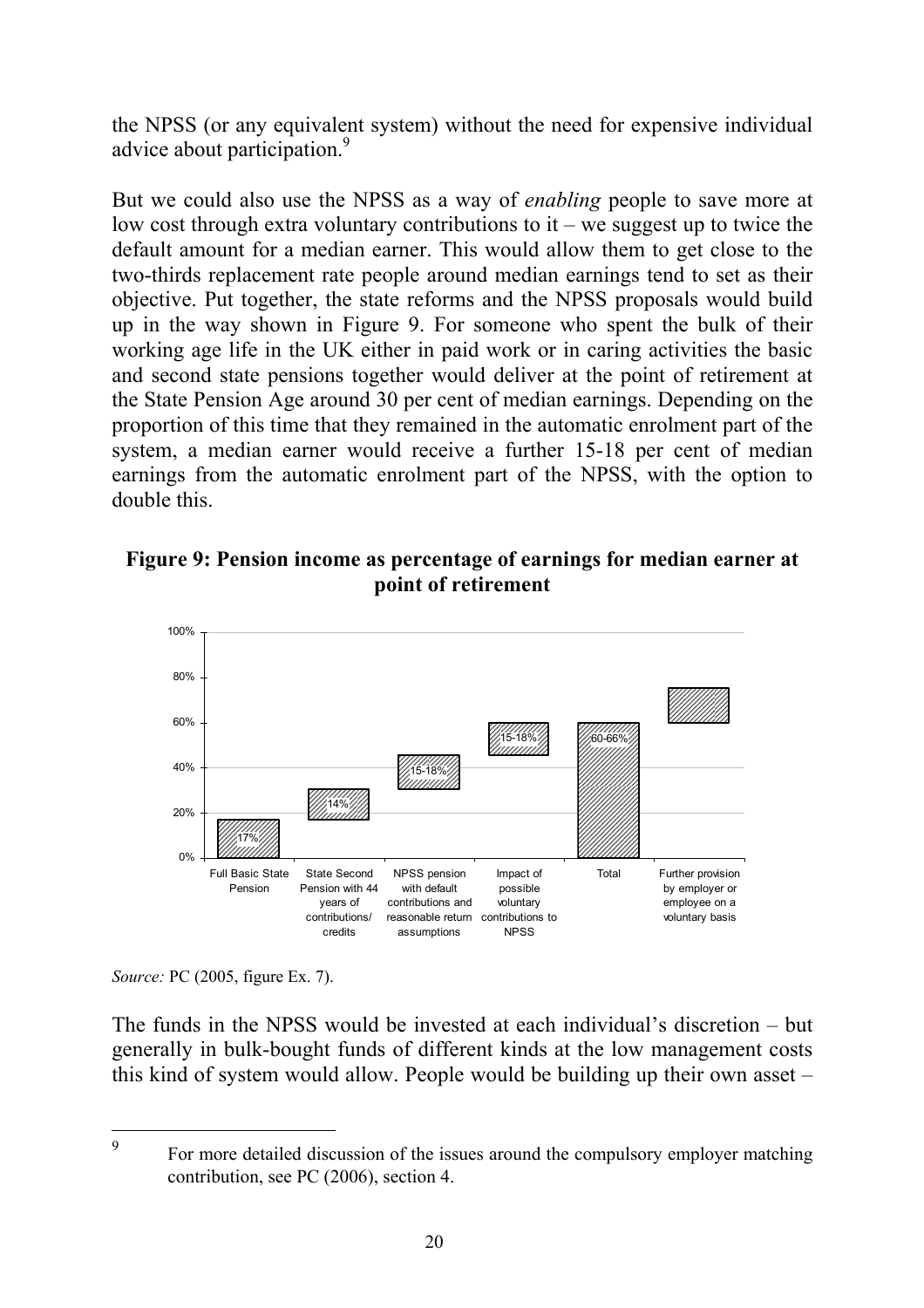the NPSS (or any equivalent system) without the need for expensive individual advice about participation.[9]

But we could also use the NPSS as a way of *enabling* people to save more at low cost through extra voluntary contributions to it – we suggest up to twice the default amount for a median earner. This would allow them to get close to the two-thirds replacement rate people around median earnings tend to set as their objective. Put together, the state reforms and the NPSS proposals would build up in the way shown in Figure 9. For someone who spent the bulk of their working age life in the UK either in paid work or in caring activities the basic and second state pensions together would deliver at the point of retirement at the State Pension Age around 30 per cent of median earnings. Depending on the proportion of this time that they remained in the automatic enrolment part of the system, a median earner would receive a further 15-18 per cent of median earnings from the automatic enrolment part of the NPSS, with the option to double this.

**Figure 9: Pension income as percentage of earnings for median earner at point of retirement**

| Component | Pension income as % of earnings |
|---|---|
| Full Basic State Pension | 17% |
| State Second Pension with 44 years of contributions/ credits | 14% |
| NPSS pension with default contributions and reasonable return assumptions | 15-18% |
| Impact of possible voluntary contributions to NPSS | 15-18% |
| Total | 60-66% |
| Further provision by employer or employee on a voluntary basis | |

*Source:* PC (2005, figure Ex. 7).

The funds in the NPSS would be invested at each individual's discretion – but generally in bulk-bought funds of different kinds at the low management costs this kind of system would allow. People would be building up their own asset –

[9] For more detailed discussion of the issues around the compulsory employer matching contribution, see PC (2006), section 4.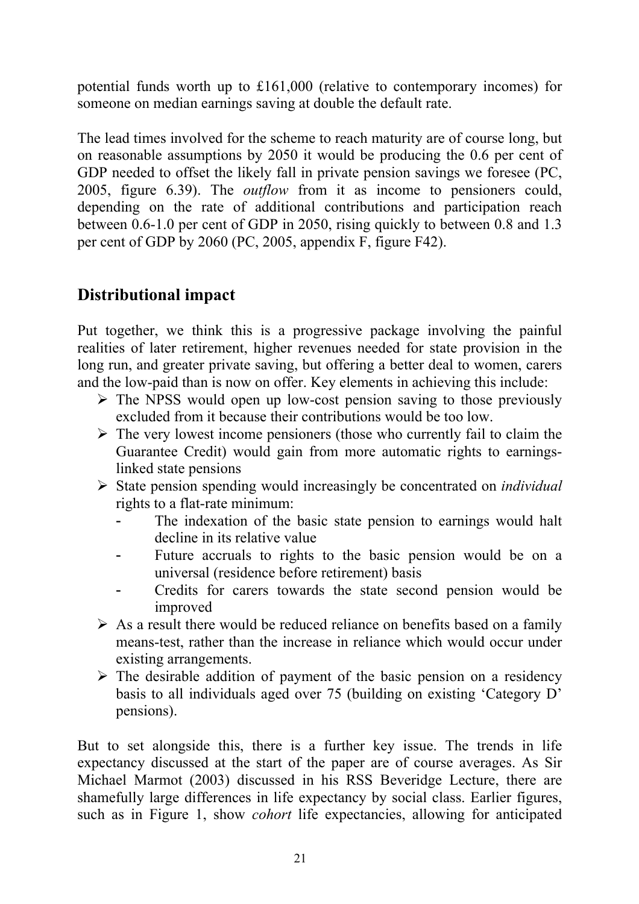potential funds worth up to £161,000 (relative to contemporary incomes) for someone on median earnings saving at double the default rate.

The lead times involved for the scheme to reach maturity are of course long, but on reasonable assumptions by 2050 it would be producing the 0.6 per cent of GDP needed to offset the likely fall in private pension savings we foresee (PC, 2005, figure 6.39). The *outflow* from it as income to pensioners could, depending on the rate of additional contributions and participation reach between 0.6-1.0 per cent of GDP in 2050, rising quickly to between 0.8 and 1.3 per cent of GDP by 2060 (PC, 2005, appendix F, figure F42).

## Distributional impact

Put together, we think this is a progressive package involving the painful realities of later retirement, higher revenues needed for state provision in the long run, and greater private saving, but offering a better deal to women, carers and the low-paid than is now on offer. Key elements in achieving this include:

- The NPSS would open up low-cost pension saving to those previously excluded from it because their contributions would be too low.
- The very lowest income pensioners (those who currently fail to claim the Guarantee Credit) would gain from more automatic rights to earnings-linked state pensions
- State pension spending would increasingly be concentrated on *individual* rights to a flat-rate minimum:
  - The indexation of the basic state pension to earnings would halt decline in its relative value
  - Future accruals to rights to the basic pension would be on a universal (residence before retirement) basis
  - Credits for carers towards the state second pension would be improved
- As a result there would be reduced reliance on benefits based on a family means-test, rather than the increase in reliance which would occur under existing arrangements.
- The desirable addition of payment of the basic pension on a residency basis to all individuals aged over 75 (building on existing 'Category D' pensions).

But to set alongside this, there is a further key issue. The trends in life expectancy discussed at the start of the paper are of course averages. As Sir Michael Marmot (2003) discussed in his RSS Beveridge Lecture, there are shamefully large differences in life expectancy by social class. Earlier figures, such as in Figure 1, show *cohort* life expectancies, allowing for anticipated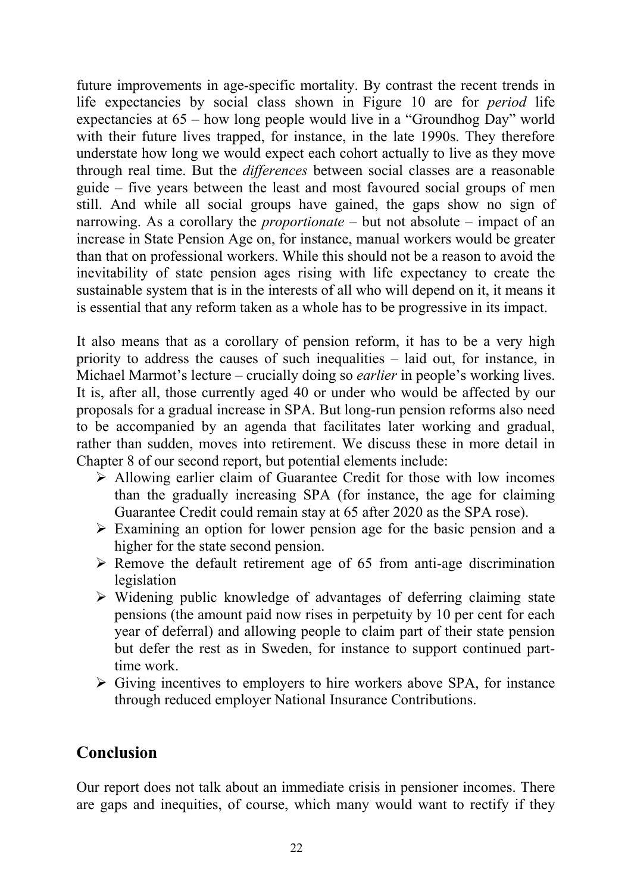future improvements in age-specific mortality. By contrast the recent trends in life expectancies by social class shown in Figure 10 are for *period* life expectancies at 65 – how long people would live in a "Groundhog Day" world with their future lives trapped, for instance, in the late 1990s. They therefore understate how long we would expect each cohort actually to live as they move through real time. But the *differences* between social classes are a reasonable guide – five years between the least and most favoured social groups of men still. And while all social groups have gained, the gaps show no sign of narrowing. As a corollary the *proportionate* – but not absolute – impact of an increase in State Pension Age on, for instance, manual workers would be greater than that on professional workers. While this should not be a reason to avoid the inevitability of state pension ages rising with life expectancy to create the sustainable system that is in the interests of all who will depend on it, it means it is essential that any reform taken as a whole has to be progressive in its impact.

It also means that as a corollary of pension reform, it has to be a very high priority to address the causes of such inequalities – laid out, for instance, in Michael Marmot's lecture – crucially doing so *earlier* in people's working lives. It is, after all, those currently aged 40 or under who would be affected by our proposals for a gradual increase in SPA. But long-run pension reforms also need to be accompanied by an agenda that facilitates later working and gradual, rather than sudden, moves into retirement. We discuss these in more detail in Chapter 8 of our second report, but potential elements include:

- Allowing earlier claim of Guarantee Credit for those with low incomes than the gradually increasing SPA (for instance, the age for claiming Guarantee Credit could remain stay at 65 after 2020 as the SPA rose).
- Examining an option for lower pension age for the basic pension and a higher for the state second pension.
- Remove the default retirement age of 65 from anti-age discrimination legislation
- Widening public knowledge of advantages of deferring claiming state pensions (the amount paid now rises in perpetuity by 10 per cent for each year of deferral) and allowing people to claim part of their state pension but defer the rest as in Sweden, for instance to support continued part-time work.
- Giving incentives to employers to hire workers above SPA, for instance through reduced employer National Insurance Contributions.

## Conclusion

Our report does not talk about an immediate crisis in pensioner incomes. There are gaps and inequities, of course, which many would want to rectify if they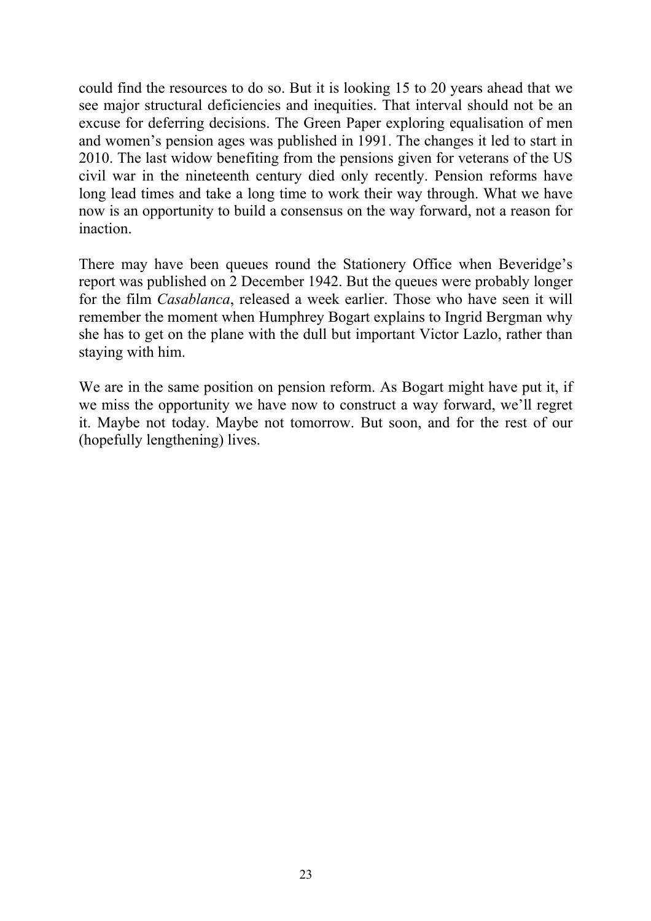could find the resources to do so. But it is looking 15 to 20 years ahead that we see major structural deficiencies and inequities. That interval should not be an excuse for deferring decisions. The Green Paper exploring equalisation of men and women's pension ages was published in 1991. The changes it led to start in 2010. The last widow benefiting from the pensions given for veterans of the US civil war in the nineteenth century died only recently. Pension reforms have long lead times and take a long time to work their way through. What we have now is an opportunity to build a consensus on the way forward, not a reason for inaction.

There may have been queues round the Stationery Office when Beveridge's report was published on 2 December 1942. But the queues were probably longer for the film *Casablanca*, released a week earlier. Those who have seen it will remember the moment when Humphrey Bogart explains to Ingrid Bergman why she has to get on the plane with the dull but important Victor Lazlo, rather than staying with him.

We are in the same position on pension reform. As Bogart might have put it, if we miss the opportunity we have now to construct a way forward, we'll regret it. Maybe not today. Maybe not tomorrow. But soon, and for the rest of our (hopefully lengthening) lives.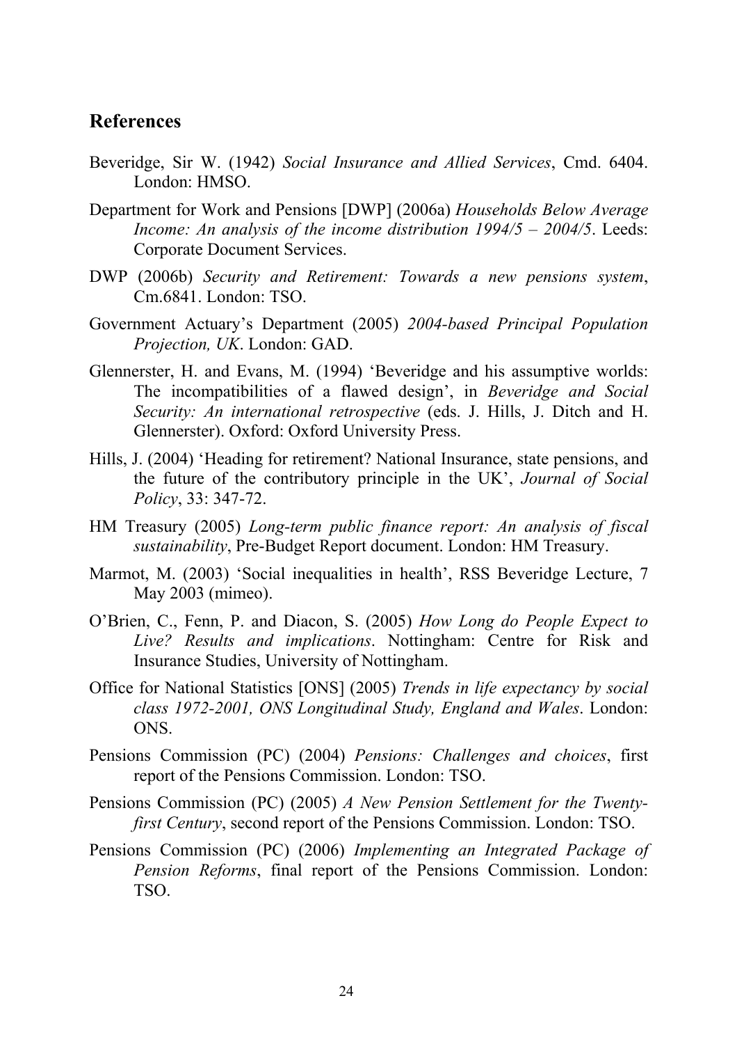## References

Beveridge, Sir W. (1942) *Social Insurance and Allied Services*, Cmd. 6404. London: HMSO.

Department for Work and Pensions [DWP] (2006a) *Households Below Average Income: An analysis of the income distribution 1994/5 – 2004/5*. Leeds: Corporate Document Services.

DWP (2006b) *Security and Retirement: Towards a new pensions system*, Cm.6841. London: TSO.

Government Actuary's Department (2005) *2004-based Principal Population Projection, UK*. London: GAD.

Glennerster, H. and Evans, M. (1994) 'Beveridge and his assumptive worlds: The incompatibilities of a flawed design', in *Beveridge and Social Security: An international retrospective* (eds. J. Hills, J. Ditch and H. Glennerster). Oxford: Oxford University Press.

Hills, J. (2004) 'Heading for retirement? National Insurance, state pensions, and the future of the contributory principle in the UK', *Journal of Social Policy*, 33: 347-72.

HM Treasury (2005) *Long-term public finance report: An analysis of fiscal sustainability*, Pre-Budget Report document. London: HM Treasury.

Marmot, M. (2003) 'Social inequalities in health', RSS Beveridge Lecture, 7 May 2003 (mimeo).

O'Brien, C., Fenn, P. and Diacon, S. (2005) *How Long do People Expect to Live? Results and implications*. Nottingham: Centre for Risk and Insurance Studies, University of Nottingham.

Office for National Statistics [ONS] (2005) *Trends in life expectancy by social class 1972-2001, ONS Longitudinal Study, England and Wales*. London: ONS.

Pensions Commission (PC) (2004) *Pensions: Challenges and choices*, first report of the Pensions Commission. London: TSO.

Pensions Commission (PC) (2005) *A New Pension Settlement for the Twenty-first Century*, second report of the Pensions Commission. London: TSO.

Pensions Commission (PC) (2006) *Implementing an Integrated Package of Pension Reforms*, final report of the Pensions Commission. London: TSO.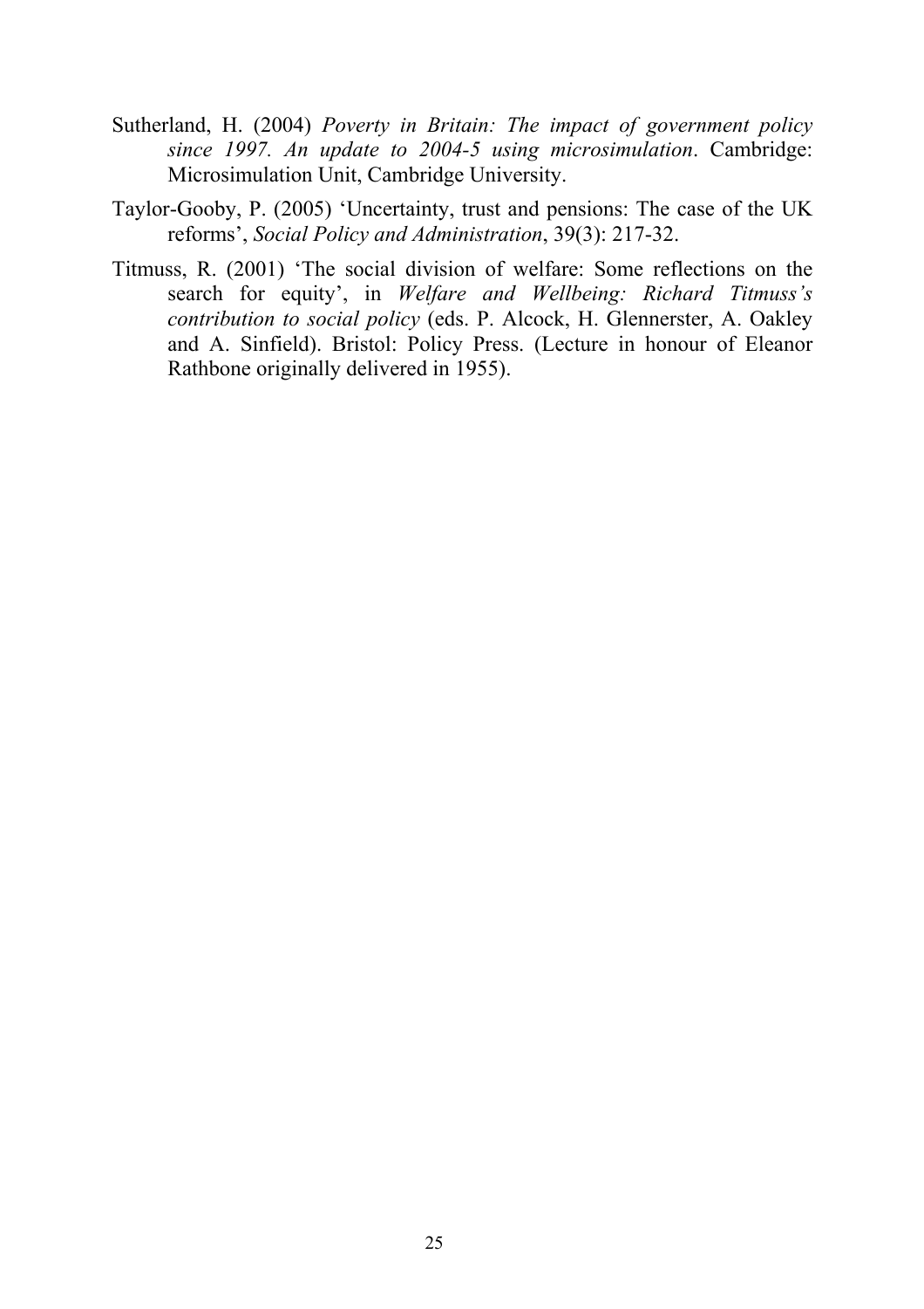Sutherland, H. (2004) *Poverty in Britain: The impact of government policy since 1997. An update to 2004-5 using microsimulation*. Cambridge: Microsimulation Unit, Cambridge University.

Taylor-Gooby, P. (2005) 'Uncertainty, trust and pensions: The case of the UK reforms', *Social Policy and Administration*, 39(3): 217-32.

Titmuss, R. (2001) 'The social division of welfare: Some reflections on the search for equity', in *Welfare and Wellbeing: Richard Titmuss's contribution to social policy* (eds. P. Alcock, H. Glennerster, A. Oakley and A. Sinfield). Bristol: Policy Press. (Lecture in honour of Eleanor Rathbone originally delivered in 1955).